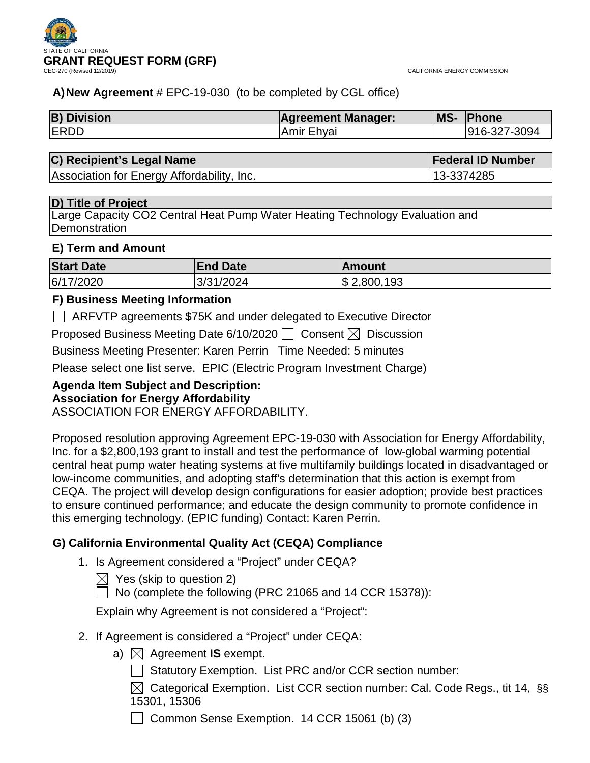STATE OF CALIFORNIA

# GRANT REQUEST FORM (GRF)

CEC-270 (Revised 12/2019)

CALIFORNIA ENERGY COMMISSION

**A) New Agreement** # EPC-19-030 (to be completed by CGL office)

| B) Division | Agreement Manager: | MS- | Phone |
|---|---|---|---|
| ERDD | Amir Ehyai | | 916-327-3094 |

| C) Recipient's Legal Name | Federal ID Number |
|---|---|
| Association for Energy Affordability, Inc. | 13-3374285 |

| D) Title of Project |
|---|
| Large Capacity CO2 Central Heat Pump Water Heating Technology Evaluation and Demonstration |

**E) Term and Amount**

| Start Date | End Date | Amount |
|---|---|---|
| 6/17/2020 | 3/31/2024 | $ 2,800,193 |

**F) Business Meeting Information**

☐ ARFVTP agreements $75K and under delegated to Executive Director

Proposed Business Meeting Date 6/10/2020 ☐ Consent ☒ Discussion

Business Meeting Presenter: Karen Perrin Time Needed: 5 minutes

Please select one list serve. EPIC (Electric Program Investment Charge)

**Agenda Item Subject and Description:**
**Association for Energy Affordability**
ASSOCIATION FOR ENERGY AFFORDABILITY.

Proposed resolution approving Agreement EPC-19-030 with Association for Energy Affordability, Inc. for a $2,800,193 grant to install and test the performance of low-global warming potential central heat pump water heating systems at five multifamily buildings located in disadvantaged or low-income communities, and adopting staff's determination that this action is exempt from CEQA. The project will develop design configurations for easier adoption; provide best practices to ensure continued performance; and educate the design community to promote confidence in this emerging technology. (EPIC funding) Contact: Karen Perrin.

**G) California Environmental Quality Act (CEQA) Compliance**

1. Is Agreement considered a "Project" under CEQA?

   ☒ Yes (skip to question 2)

   ☐ No (complete the following (PRC 21065 and 14 CCR 15378)):

   Explain why Agreement is not considered a "Project":

2. If Agreement is considered a "Project" under CEQA:

   a) ☒ Agreement **IS** exempt.

      ☐ Statutory Exemption. List PRC and/or CCR section number:

      ☒ Categorical Exemption. List CCR section number: Cal. Code Regs., tit 14, §§ 15301, 15306

      ☐ Common Sense Exemption. 14 CCR 15061 (b) (3)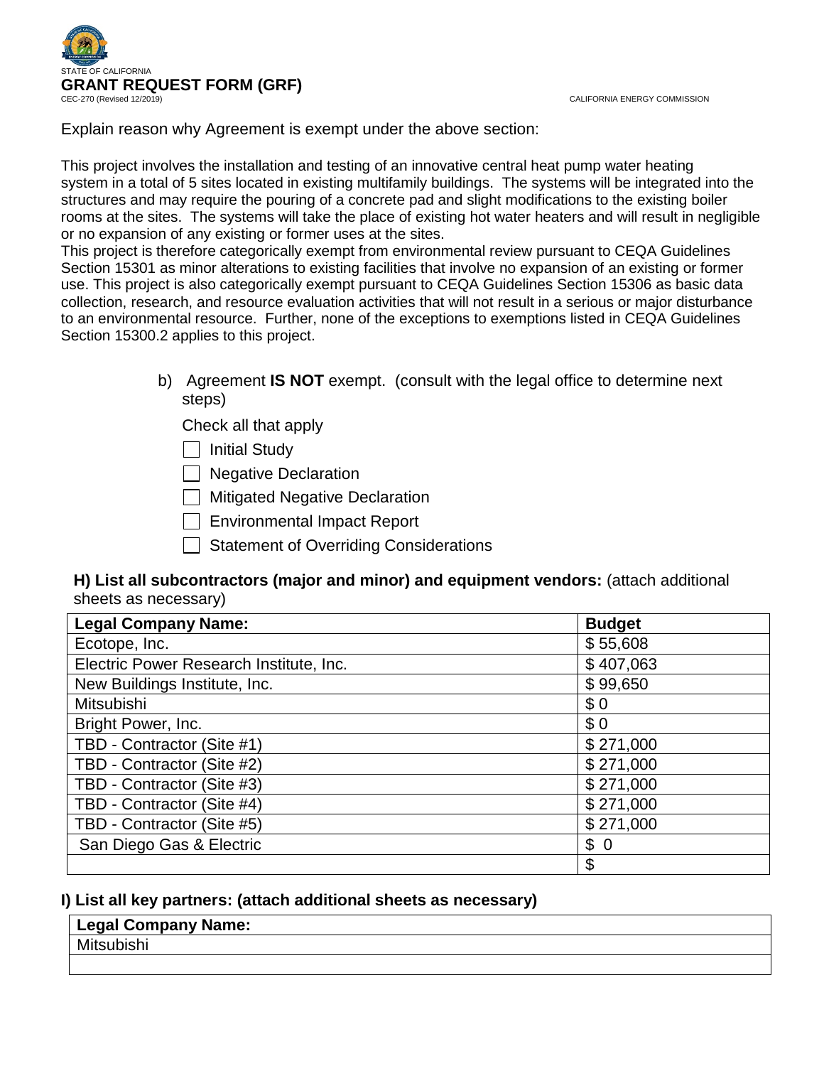Explain reason why Agreement is exempt under the above section:

This project involves the installation and testing of an innovative central heat pump water heating system in a total of 5 sites located in existing multifamily buildings. The systems will be integrated into the structures and may require the pouring of a concrete pad and slight modifications to the existing boiler rooms at the sites. The systems will take the place of existing hot water heaters and will result in negligible or no expansion of any existing or former uses at the sites.

This project is therefore categorically exempt from environmental review pursuant to CEQA Guidelines Section 15301 as minor alterations to existing facilities that involve no expansion of an existing or former use. This project is also categorically exempt pursuant to CEQA Guidelines Section 15306 as basic data collection, research, and resource evaluation activities that will not result in a serious or major disturbance to an environmental resource. Further, none of the exceptions to exemptions listed in CEQA Guidelines Section 15300.2 applies to this project.

b) Agreement **IS NOT** exempt. (consult with the legal office to determine next steps)

Check all that apply

- [ ] Initial Study
- [ ] Negative Declaration
- [ ] Mitigated Negative Declaration
- [ ] Environmental Impact Report
- [ ] Statement of Overriding Considerations

**H) List all subcontractors (major and minor) and equipment vendors:** (attach additional sheets as necessary)

| Legal Company Name: | Budget |
|---|---|
| Ecotope, Inc. | $ 55,608 |
| Electric Power Research Institute, Inc. | $ 407,063 |
| New Buildings Institute, Inc. | $ 99,650 |
| Mitsubishi | $ 0 |
| Bright Power, Inc. | $ 0 |
| TBD - Contractor (Site #1) | $ 271,000 |
| TBD - Contractor (Site #2) | $ 271,000 |
| TBD - Contractor (Site #3) | $ 271,000 |
| TBD - Contractor (Site #4) | $ 271,000 |
| TBD - Contractor (Site #5) | $ 271,000 |
| San Diego Gas & Electric | $ 0 |
| | $ |

**I) List all key partners: (attach additional sheets as necessary)**

| Legal Company Name: |
|---|
| Mitsubishi |
| |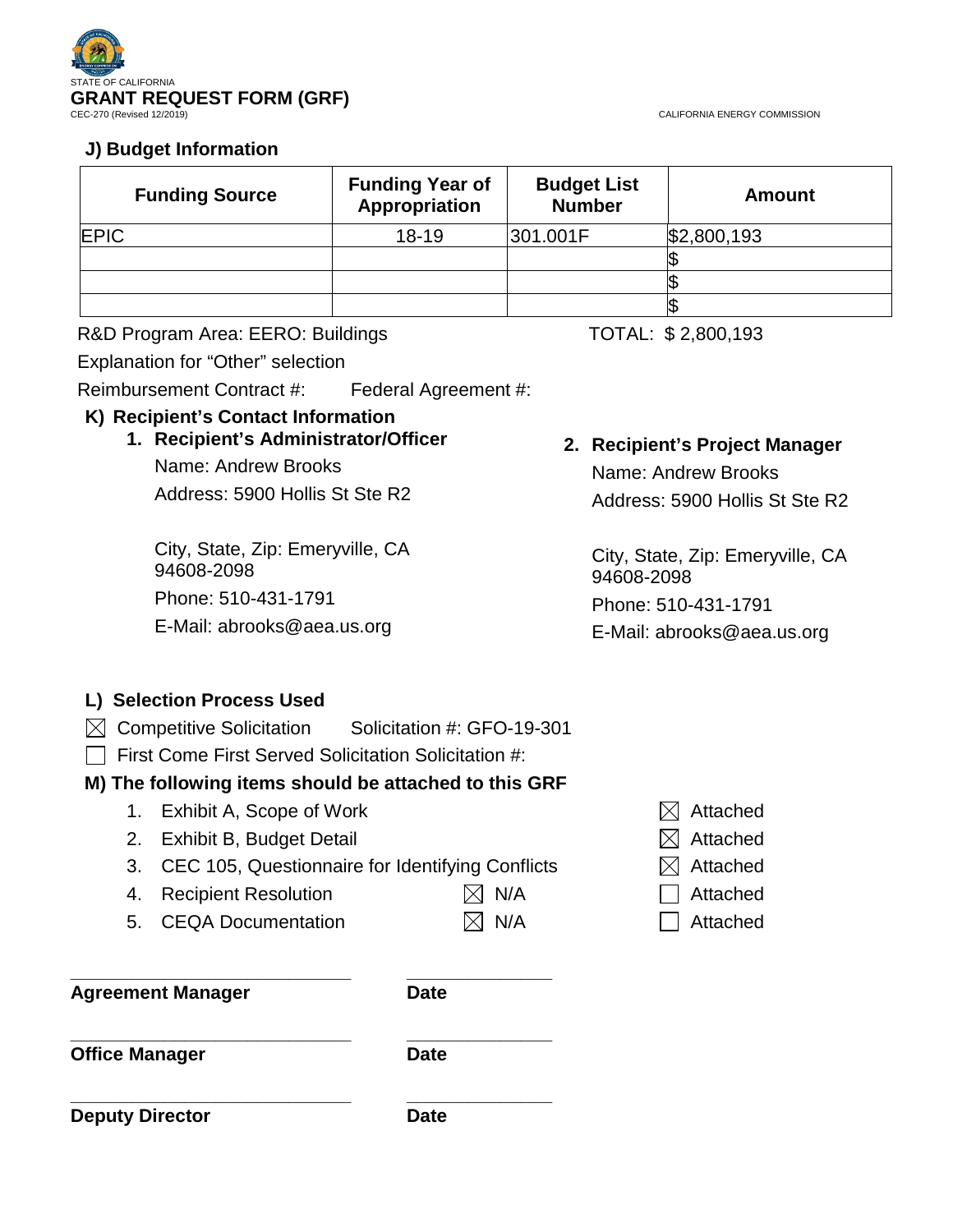STATE OF CALIFORNIA
**GRANT REQUEST FORM (GRF)**
CEC-270 (Revised 12/2019)
CALIFORNIA ENERGY COMMISSION

### J) Budget Information

| Funding Source | Funding Year of Appropriation | Budget List Number | Amount |
|---|---|---|---|
| EPIC | 18-19 | 301.001F | $2,800,193 |
| | | | $ |
| | | | $ |
| | | | $ |

R&D Program Area: EERO: Buildings TOTAL: $ 2,800,193

Explanation for "Other" selection

Reimbursement Contract #: Federal Agreement #:

### K) Recipient's Contact Information

**1. Recipient's Administrator/Officer**

Name: Andrew Brooks
Address: 5900 Hollis St Ste R2

City, State, Zip: Emeryville, CA 94608-2098
Phone: 510-431-1791
E-Mail: abrooks@aea.us.org

**2. Recipient's Project Manager**

Name: Andrew Brooks
Address: 5900 Hollis St Ste R2

City, State, Zip: Emeryville, CA 94608-2098
Phone: 510-431-1791
E-Mail: abrooks@aea.us.org

### L) Selection Process Used

☒ Competitive Solicitation Solicitation #: GFO-19-301

☐ First Come First Served Solicitation Solicitation #:

### M) The following items should be attached to this GRF

1. Exhibit A, Scope of Work ☒ Attached
2. Exhibit B, Budget Detail ☒ Attached
3. CEC 105, Questionnaire for Identifying Conflicts ☒ Attached
4. Recipient Resolution ☒ N/A ☐ Attached
5. CEQA Documentation ☒ N/A ☐ Attached

\_\_\_\_\_\_\_\_\_\_\_\_\_\_\_\_\_\_\_\_\_\_\_\_\_\_\_\_ \_\_\_\_\_\_\_\_\_\_\_\_\_\_\_
**Agreement Manager** **Date**

\_\_\_\_\_\_\_\_\_\_\_\_\_\_\_\_\_\_\_\_\_\_\_\_\_\_\_\_ \_\_\_\_\_\_\_\_\_\_\_\_\_\_\_
**Office Manager** **Date**

\_\_\_\_\_\_\_\_\_\_\_\_\_\_\_\_\_\_\_\_\_\_\_\_\_\_\_\_ \_\_\_\_\_\_\_\_\_\_\_\_\_\_\_
**Deputy Director** **Date**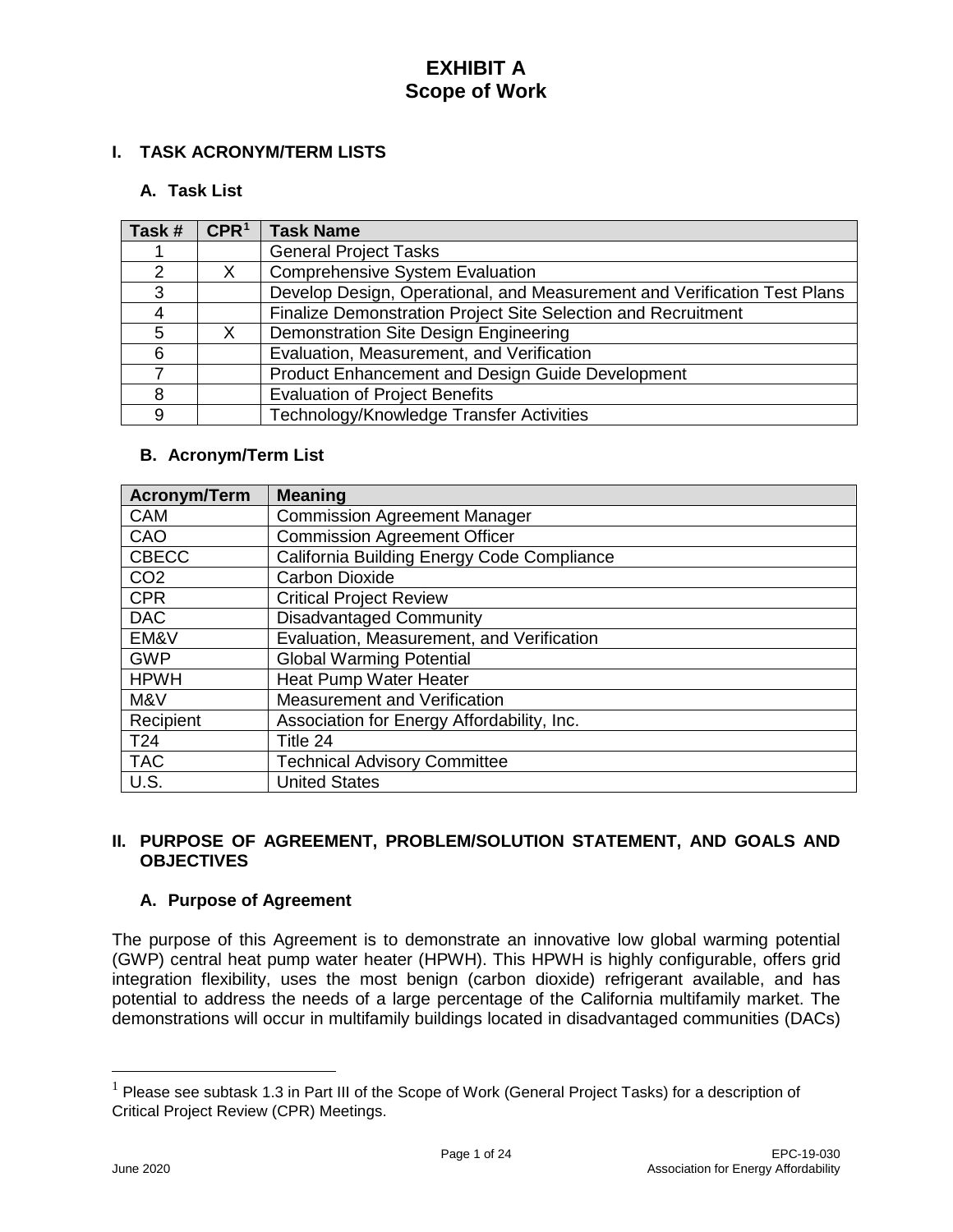# EXHIBIT A
# Scope of Work

## I. TASK ACRONYM/TERM LISTS

### A. Task List

| Task # | CPR[1] | Task Name |
|---|---|---|
| 1 | | General Project Tasks |
| 2 | X | Comprehensive System Evaluation |
| 3 | | Develop Design, Operational, and Measurement and Verification Test Plans |
| 4 | | Finalize Demonstration Project Site Selection and Recruitment |
| 5 | X | Demonstration Site Design Engineering |
| 6 | | Evaluation, Measurement, and Verification |
| 7 | | Product Enhancement and Design Guide Development |
| 8 | | Evaluation of Project Benefits |
| 9 | | Technology/Knowledge Transfer Activities |

### B. Acronym/Term List

| Acronym/Term | Meaning |
|---|---|
| CAM | Commission Agreement Manager |
| CAO | Commission Agreement Officer |
| CBECC | California Building Energy Code Compliance |
| CO2 | Carbon Dioxide |
| CPR | Critical Project Review |
| DAC | Disadvantaged Community |
| EM&V | Evaluation, Measurement, and Verification |
| GWP | Global Warming Potential |
| HPWH | Heat Pump Water Heater |
| M&V | Measurement and Verification |
| Recipient | Association for Energy Affordability, Inc. |
| T24 | Title 24 |
| TAC | Technical Advisory Committee |
| U.S. | United States |

## II. PURPOSE OF AGREEMENT, PROBLEM/SOLUTION STATEMENT, AND GOALS AND OBJECTIVES

### A. Purpose of Agreement

The purpose of this Agreement is to demonstrate an innovative low global warming potential (GWP) central heat pump water heater (HPWH). This HPWH is highly configurable, offers grid integration flexibility, uses the most benign (carbon dioxide) refrigerant available, and has potential to address the needs of a large percentage of the California multifamily market. The demonstrations will occur in multifamily buildings located in disadvantaged communities (DACs)

[1] Please see subtask 1.3 in Part III of the Scope of Work (General Project Tasks) for a description of Critical Project Review (CPR) Meetings.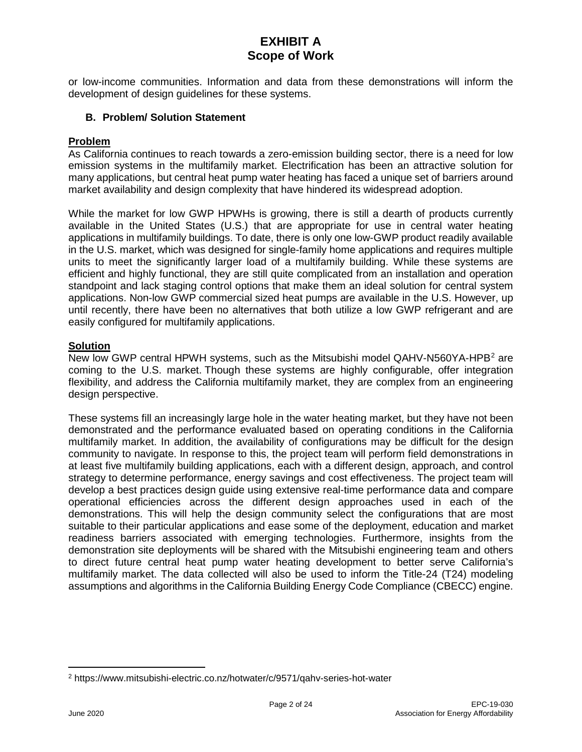or low-income communities. Information and data from these demonstrations will inform the development of design guidelines for these systems.

### B. Problem/ Solution Statement

**Problem**

As California continues to reach towards a zero-emission building sector, there is a need for low emission systems in the multifamily market. Electrification has been an attractive solution for many applications, but central heat pump water heating has faced a unique set of barriers around market availability and design complexity that have hindered its widespread adoption.

While the market for low GWP HPWHs is growing, there is still a dearth of products currently available in the United States (U.S.) that are appropriate for use in central water heating applications in multifamily buildings. To date, there is only one low-GWP product readily available in the U.S. market, which was designed for single-family home applications and requires multiple units to meet the significantly larger load of a multifamily building. While these systems are efficient and highly functional, they are still quite complicated from an installation and operation standpoint and lack staging control options that make them an ideal solution for central system applications. Non-low GWP commercial sized heat pumps are available in the U.S. However, up until recently, there have been no alternatives that both utilize a low GWP refrigerant and are easily configured for multifamily applications.

**Solution**

New low GWP central HPWH systems, such as the Mitsubishi model QAHV-N560YA-HPB[2] are coming to the U.S. market. Though these systems are highly configurable, offer integration flexibility, and address the California multifamily market, they are complex from an engineering design perspective.

These systems fill an increasingly large hole in the water heating market, but they have not been demonstrated and the performance evaluated based on operating conditions in the California multifamily market. In addition, the availability of configurations may be difficult for the design community to navigate. In response to this, the project team will perform field demonstrations in at least five multifamily building applications, each with a different design, approach, and control strategy to determine performance, energy savings and cost effectiveness. The project team will develop a best practices design guide using extensive real-time performance data and compare operational efficiencies across the different design approaches used in each of the demonstrations. This will help the design community select the configurations that are most suitable to their particular applications and ease some of the deployment, education and market readiness barriers associated with emerging technologies. Furthermore, insights from the demonstration site deployments will be shared with the Mitsubishi engineering team and others to direct future central heat pump water heating development to better serve California's multifamily market. The data collected will also be used to inform the Title-24 (T24) modeling assumptions and algorithms in the California Building Energy Code Compliance (CBECC) engine.

[2] https://www.mitsubishi-electric.co.nz/hotwater/c/9571/qahv-series-hot-water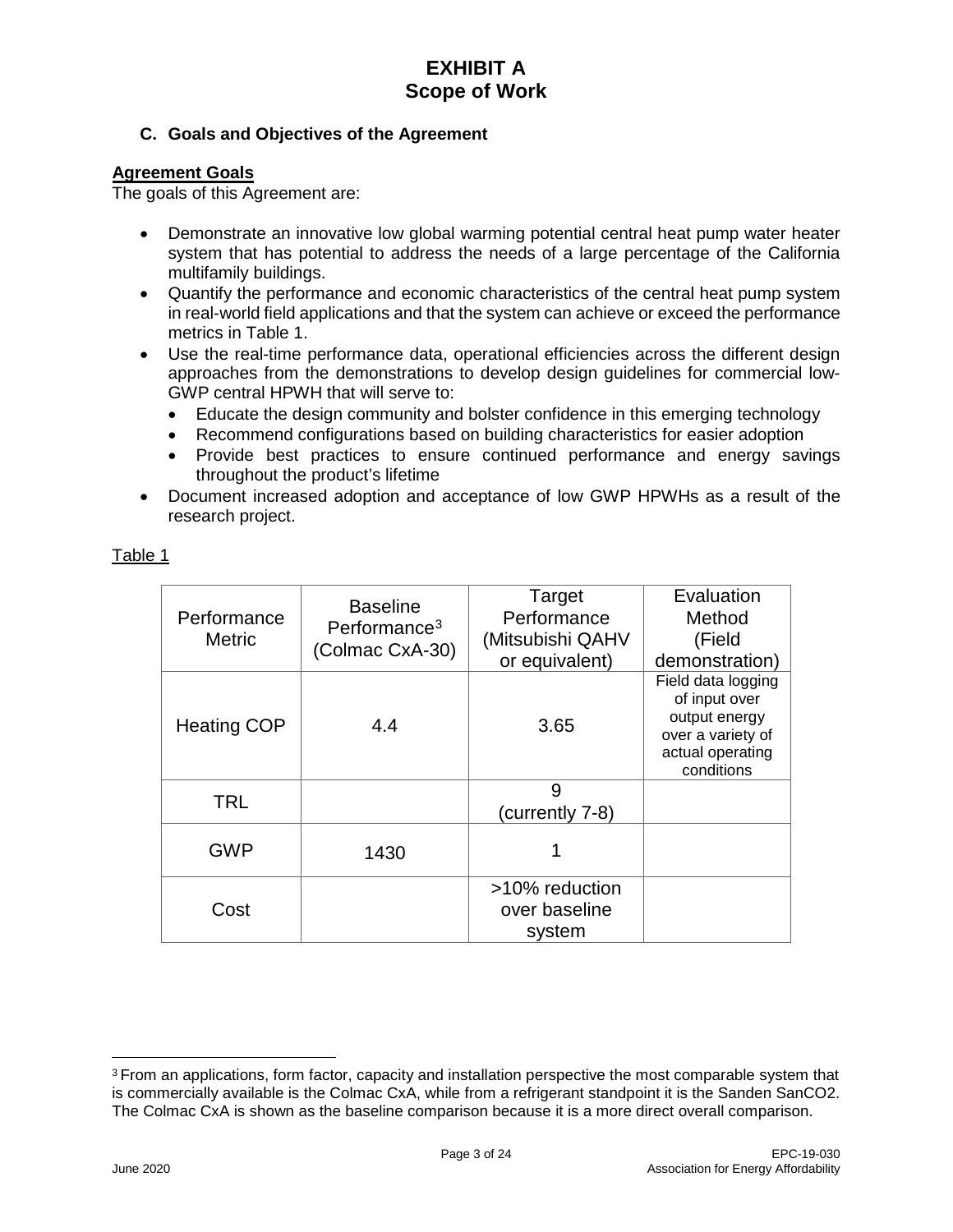# EXHIBIT A
# Scope of Work

### C. Goals and Objectives of the Agreement

**Agreement Goals**

The goals of this Agreement are:

- Demonstrate an innovative low global warming potential central heat pump water heater system that has potential to address the needs of a large percentage of the California multifamily buildings.
- Quantify the performance and economic characteristics of the central heat pump system in real-world field applications and that the system can achieve or exceed the performance metrics in Table 1.
- Use the real-time performance data, operational efficiencies across the different design approaches from the demonstrations to develop design guidelines for commercial low-GWP central HPWH that will serve to:
  - Educate the design community and bolster confidence in this emerging technology
  - Recommend configurations based on building characteristics for easier adoption
  - Provide best practices to ensure continued performance and energy savings throughout the product's lifetime
- Document increased adoption and acceptance of low GWP HPWHs as a result of the research project.

Table 1

| Performance Metric | Baseline Performance[3] (Colmac CxA-30) | Target Performance (Mitsubishi QAHV or equivalent) | Evaluation Method (Field demonstration) |
|---|---|---|---|
| Heating COP | 4.4 | 3.65 | Field data logging of input over output energy over a variety of actual operating conditions |
| TRL | | 9 (currently 7-8) | |
| GWP | 1430 | 1 | |
| Cost | | >10% reduction over baseline system | |

[3] From an applications, form factor, capacity and installation perspective the most comparable system that is commercially available is the Colmac CxA, while from a refrigerant standpoint it is the Sanden SanCO2. The Colmac CxA is shown as the baseline comparison because it is a more direct overall comparison.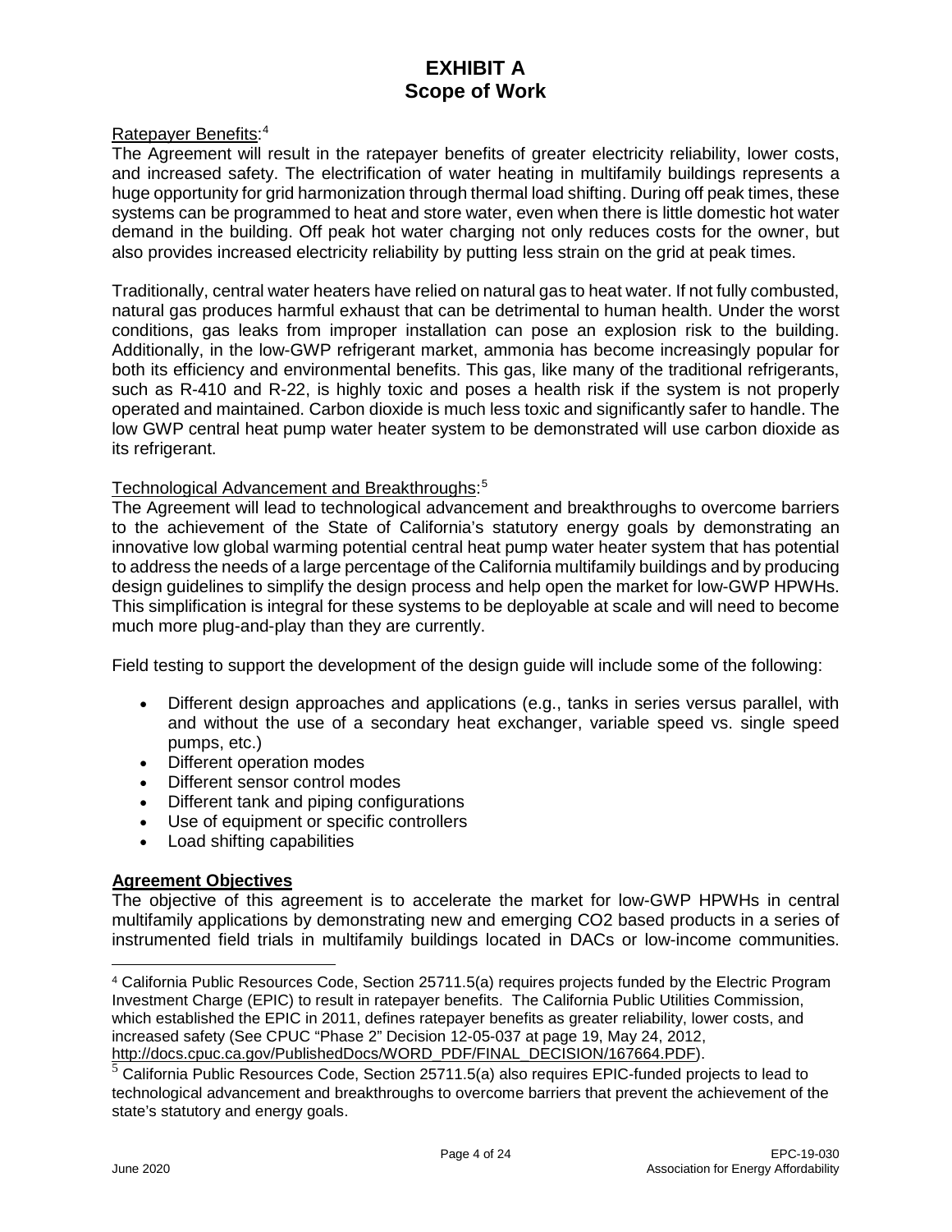# EXHIBIT A
# Scope of Work

Ratepayer Benefits:[4]

The Agreement will result in the ratepayer benefits of greater electricity reliability, lower costs, and increased safety. The electrification of water heating in multifamily buildings represents a huge opportunity for grid harmonization through thermal load shifting. During off peak times, these systems can be programmed to heat and store water, even when there is little domestic hot water demand in the building. Off peak hot water charging not only reduces costs for the owner, but also provides increased electricity reliability by putting less strain on the grid at peak times.

Traditionally, central water heaters have relied on natural gas to heat water. If not fully combusted, natural gas produces harmful exhaust that can be detrimental to human health. Under the worst conditions, gas leaks from improper installation can pose an explosion risk to the building. Additionally, in the low-GWP refrigerant market, ammonia has become increasingly popular for both its efficiency and environmental benefits. This gas, like many of the traditional refrigerants, such as R-410 and R-22, is highly toxic and poses a health risk if the system is not properly operated and maintained. Carbon dioxide is much less toxic and significantly safer to handle. The low GWP central heat pump water heater system to be demonstrated will use carbon dioxide as its refrigerant.

Technological Advancement and Breakthroughs:[5]

The Agreement will lead to technological advancement and breakthroughs to overcome barriers to the achievement of the State of California's statutory energy goals by demonstrating an innovative low global warming potential central heat pump water heater system that has potential to address the needs of a large percentage of the California multifamily buildings and by producing design guidelines to simplify the design process and help open the market for low-GWP HPWHs. This simplification is integral for these systems to be deployable at scale and will need to become much more plug-and-play than they are currently.

Field testing to support the development of the design guide will include some of the following:

- Different design approaches and applications (e.g., tanks in series versus parallel, with and without the use of a secondary heat exchanger, variable speed vs. single speed pumps, etc.)
- Different operation modes
- Different sensor control modes
- Different tank and piping configurations
- Use of equipment or specific controllers
- Load shifting capabilities

**Agreement Objectives**

The objective of this agreement is to accelerate the market for low-GWP HPWHs in central multifamily applications by demonstrating new and emerging $CO_2$ based products in a series of instrumented field trials in multifamily buildings located in DACs or low-income communities.

---

[4] California Public Resources Code, Section 25711.5(a) requires projects funded by the Electric Program Investment Charge (EPIC) to result in ratepayer benefits. The California Public Utilities Commission, which established the EPIC in 2011, defines ratepayer benefits as greater reliability, lower costs, and increased safety (See CPUC "Phase 2" Decision 12-05-037 at page 19, May 24, 2012, http://docs.cpuc.ca.gov/PublishedDocs/WORD_PDF/FINAL_DECISION/167664.PDF).

[5] California Public Resources Code, Section 25711.5(a) also requires EPIC-funded projects to lead to technological advancement and breakthroughs to overcome barriers that prevent the achievement of the state's statutory and energy goals.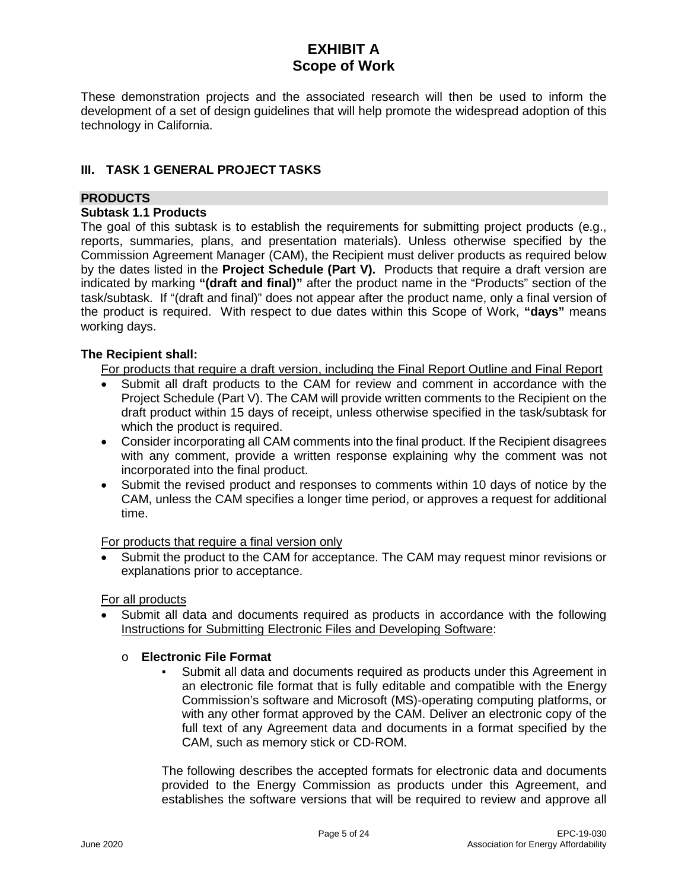# EXHIBIT A
# Scope of Work

These demonstration projects and the associated research will then be used to inform the development of a set of design guidelines that will help promote the widespread adoption of this technology in California.

## III. TASK 1 GENERAL PROJECT TASKS

### PRODUCTS

**Subtask 1.1 Products**

The goal of this subtask is to establish the requirements for submitting project products (e.g., reports, summaries, plans, and presentation materials). Unless otherwise specified by the Commission Agreement Manager (CAM), the Recipient must deliver products as required below by the dates listed in the **Project Schedule (Part V).** Products that require a draft version are indicated by marking **"(draft and final)"** after the product name in the "Products" section of the task/subtask. If "(draft and final)" does not appear after the product name, only a final version of the product is required. With respect to due dates within this Scope of Work, **"days"** means working days.

**The Recipient shall:**

<u>For products that require a draft version, including the Final Report Outline and Final Report</u>

- Submit all draft products to the CAM for review and comment in accordance with the Project Schedule (Part V). The CAM will provide written comments to the Recipient on the draft product within 15 days of receipt, unless otherwise specified in the task/subtask for which the product is required.
- Consider incorporating all CAM comments into the final product. If the Recipient disagrees with any comment, provide a written response explaining why the comment was not incorporated into the final product.
- Submit the revised product and responses to comments within 10 days of notice by the CAM, unless the CAM specifies a longer time period, or approves a request for additional time.

<u>For products that require a final version only</u>

- Submit the product to the CAM for acceptance. The CAM may request minor revisions or explanations prior to acceptance.

<u>For all products</u>

- Submit all data and documents required as products in accordance with the following <u>Instructions for Submitting Electronic Files and Developing Software</u>:
  - **Electronic File Format**
    - Submit all data and documents required as products under this Agreement in an electronic file format that is fully editable and compatible with the Energy Commission's software and Microsoft (MS)-operating computing platforms, or with any other format approved by the CAM. Deliver an electronic copy of the full text of any Agreement data and documents in a format specified by the CAM, such as memory stick or CD-ROM.

    The following describes the accepted formats for electronic data and documents provided to the Energy Commission as products under this Agreement, and establishes the software versions that will be required to review and approve all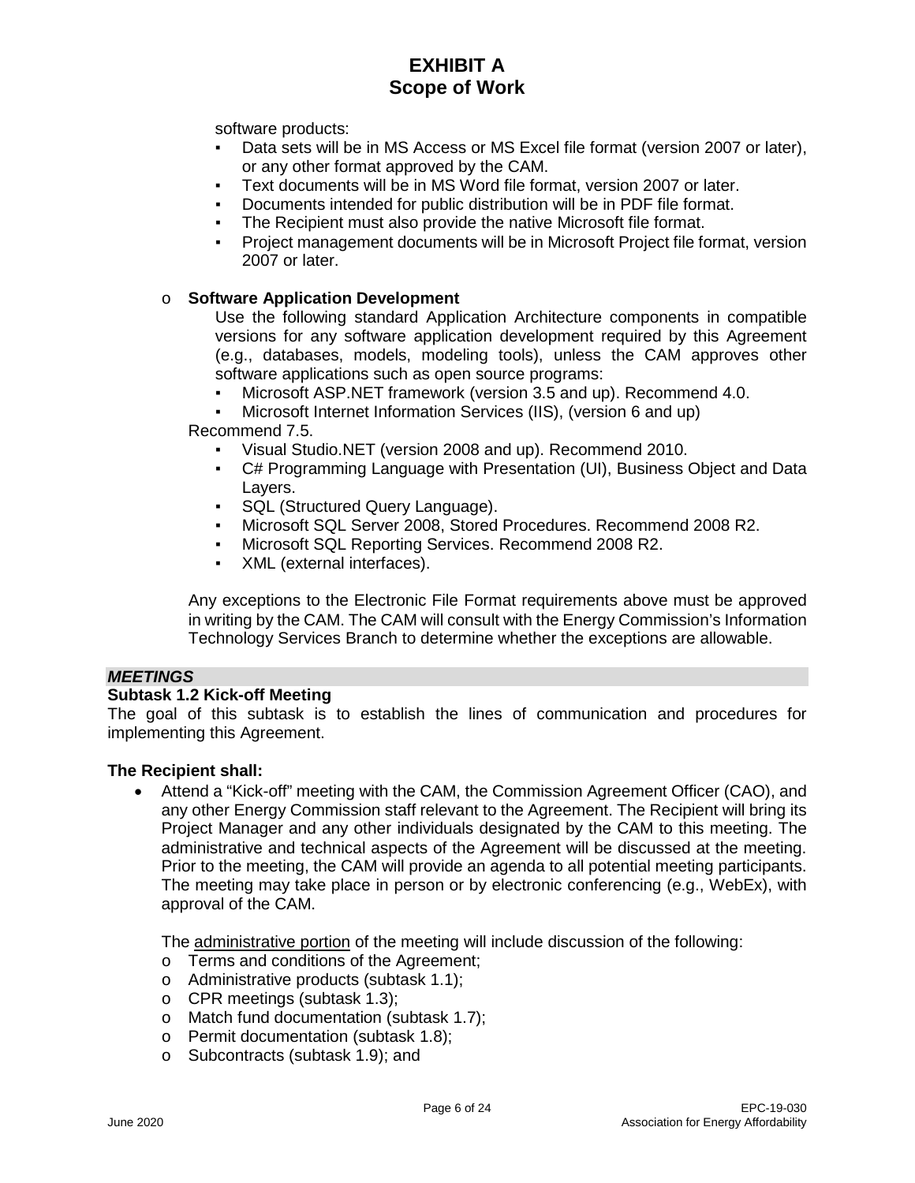software products:

- Data sets will be in MS Access or MS Excel file format (version 2007 or later), or any other format approved by the CAM.
- Text documents will be in MS Word file format, version 2007 or later.
- Documents intended for public distribution will be in PDF file format.
- The Recipient must also provide the native Microsoft file format.
- Project management documents will be in Microsoft Project file format, version 2007 or later.

- **Software Application Development**

  Use the following standard Application Architecture components in compatible versions for any software application development required by this Agreement (e.g., databases, models, modeling tools), unless the CAM approves other software applications such as open source programs:
  - Microsoft ASP.NET framework (version 3.5 and up). Recommend 4.0.
  - Microsoft Internet Information Services (IIS), (version 6 and up)

  Recommend 7.5.
  - Visual Studio.NET (version 2008 and up). Recommend 2010.
  - C# Programming Language with Presentation (UI), Business Object and Data Layers.
  - SQL (Structured Query Language).
  - Microsoft SQL Server 2008, Stored Procedures. Recommend 2008 R2.
  - Microsoft SQL Reporting Services. Recommend 2008 R2.
  - XML (external interfaces).

  Any exceptions to the Electronic File Format requirements above must be approved in writing by the CAM. The CAM will consult with the Energy Commission's Information Technology Services Branch to determine whether the exceptions are allowable.

***MEETINGS***

**Subtask 1.2 Kick-off Meeting**

The goal of this subtask is to establish the lines of communication and procedures for implementing this Agreement.

**The Recipient shall:**

- Attend a "Kick-off" meeting with the CAM, the Commission Agreement Officer (CAO), and any other Energy Commission staff relevant to the Agreement. The Recipient will bring its Project Manager and any other individuals designated by the CAM to this meeting. The administrative and technical aspects of the Agreement will be discussed at the meeting. Prior to the meeting, the CAM will provide an agenda to all potential meeting participants. The meeting may take place in person or by electronic conferencing (e.g., WebEx), with approval of the CAM.

  The administrative portion of the meeting will include discussion of the following:
  - Terms and conditions of the Agreement;
  - Administrative products (subtask 1.1);
  - CPR meetings (subtask 1.3);
  - Match fund documentation (subtask 1.7);
  - Permit documentation (subtask 1.8);
  - Subcontracts (subtask 1.9); and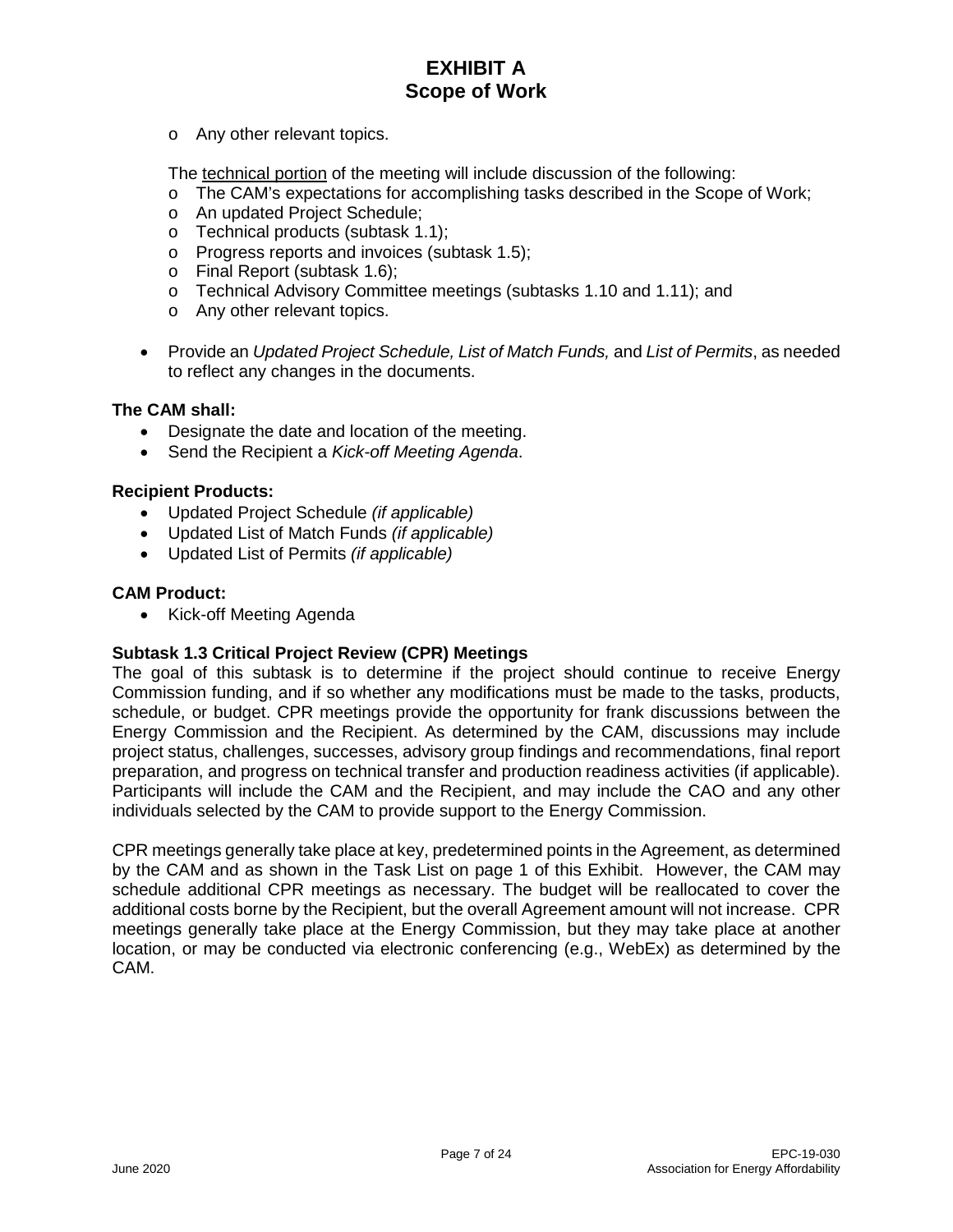- o Any other relevant topics.

The <u>technical portion</u> of the meeting will include discussion of the following:

- o The CAM's expectations for accomplishing tasks described in the Scope of Work;
- o An updated Project Schedule;
- o Technical products (subtask 1.1);
- o Progress reports and invoices (subtask 1.5);
- o Final Report (subtask 1.6);
- o Technical Advisory Committee meetings (subtasks 1.10 and 1.11); and
- o Any other relevant topics.

- Provide an *Updated Project Schedule, List of Match Funds,* and *List of Permits*, as needed to reflect any changes in the documents.

**The CAM shall:**

- Designate the date and location of the meeting.
- Send the Recipient a *Kick-off Meeting Agenda*.

**Recipient Products:**

- Updated Project Schedule *(if applicable)*
- Updated List of Match Funds *(if applicable)*
- Updated List of Permits *(if applicable)*

**CAM Product:**

- Kick-off Meeting Agenda

**Subtask 1.3 Critical Project Review (CPR) Meetings**

The goal of this subtask is to determine if the project should continue to receive Energy Commission funding, and if so whether any modifications must be made to the tasks, products, schedule, or budget. CPR meetings provide the opportunity for frank discussions between the Energy Commission and the Recipient. As determined by the CAM, discussions may include project status, challenges, successes, advisory group findings and recommendations, final report preparation, and progress on technical transfer and production readiness activities (if applicable). Participants will include the CAM and the Recipient, and may include the CAO and any other individuals selected by the CAM to provide support to the Energy Commission.

CPR meetings generally take place at key, predetermined points in the Agreement, as determined by the CAM and as shown in the Task List on page 1 of this Exhibit. However, the CAM may schedule additional CPR meetings as necessary. The budget will be reallocated to cover the additional costs borne by the Recipient, but the overall Agreement amount will not increase. CPR meetings generally take place at the Energy Commission, but they may take place at another location, or may be conducted via electronic conferencing (e.g., WebEx) as determined by the CAM.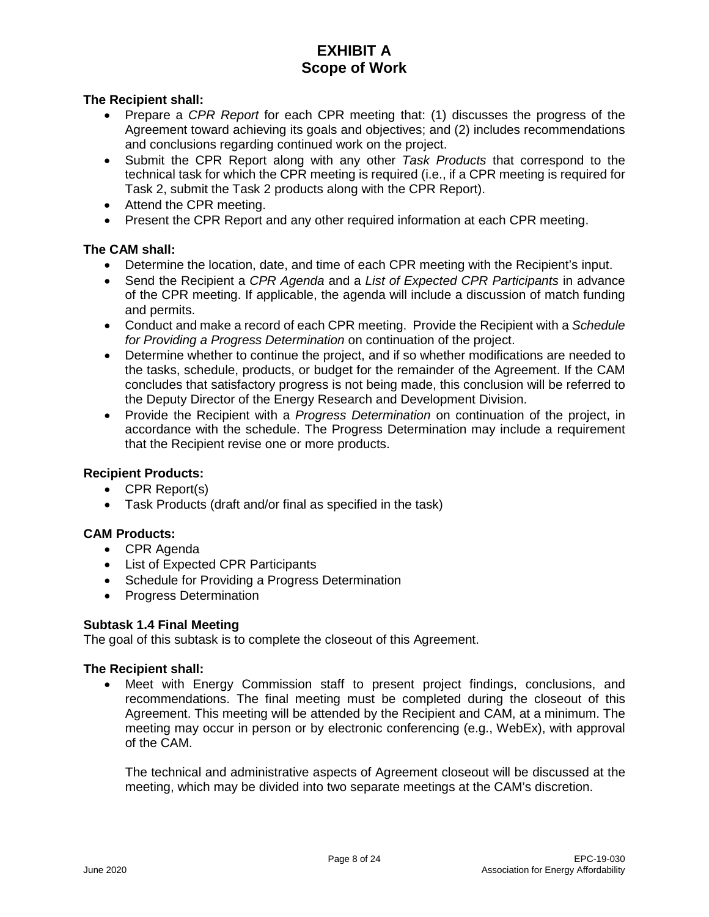**The Recipient shall:**

- Prepare a *CPR Report* for each CPR meeting that: (1) discusses the progress of the Agreement toward achieving its goals and objectives; and (2) includes recommendations and conclusions regarding continued work on the project.
- Submit the CPR Report along with any other *Task Products* that correspond to the technical task for which the CPR meeting is required (i.e., if a CPR meeting is required for Task 2, submit the Task 2 products along with the CPR Report).
- Attend the CPR meeting.
- Present the CPR Report and any other required information at each CPR meeting.

**The CAM shall:**

- Determine the location, date, and time of each CPR meeting with the Recipient's input.
- Send the Recipient a *CPR Agenda* and a *List of Expected CPR Participants* in advance of the CPR meeting. If applicable, the agenda will include a discussion of match funding and permits.
- Conduct and make a record of each CPR meeting. Provide the Recipient with a *Schedule for Providing a Progress Determination* on continuation of the project.
- Determine whether to continue the project, and if so whether modifications are needed to the tasks, schedule, products, or budget for the remainder of the Agreement. If the CAM concludes that satisfactory progress is not being made, this conclusion will be referred to the Deputy Director of the Energy Research and Development Division.
- Provide the Recipient with a *Progress Determination* on continuation of the project, in accordance with the schedule. The Progress Determination may include a requirement that the Recipient revise one or more products.

**Recipient Products:**

- CPR Report(s)
- Task Products (draft and/or final as specified in the task)

**CAM Products:**

- CPR Agenda
- List of Expected CPR Participants
- Schedule for Providing a Progress Determination
- Progress Determination

**Subtask 1.4 Final Meeting**

The goal of this subtask is to complete the closeout of this Agreement.

**The Recipient shall:**

- Meet with Energy Commission staff to present project findings, conclusions, and recommendations. The final meeting must be completed during the closeout of this Agreement. This meeting will be attended by the Recipient and CAM, at a minimum. The meeting may occur in person or by electronic conferencing (e.g., WebEx), with approval of the CAM.

  The technical and administrative aspects of Agreement closeout will be discussed at the meeting, which may be divided into two separate meetings at the CAM's discretion.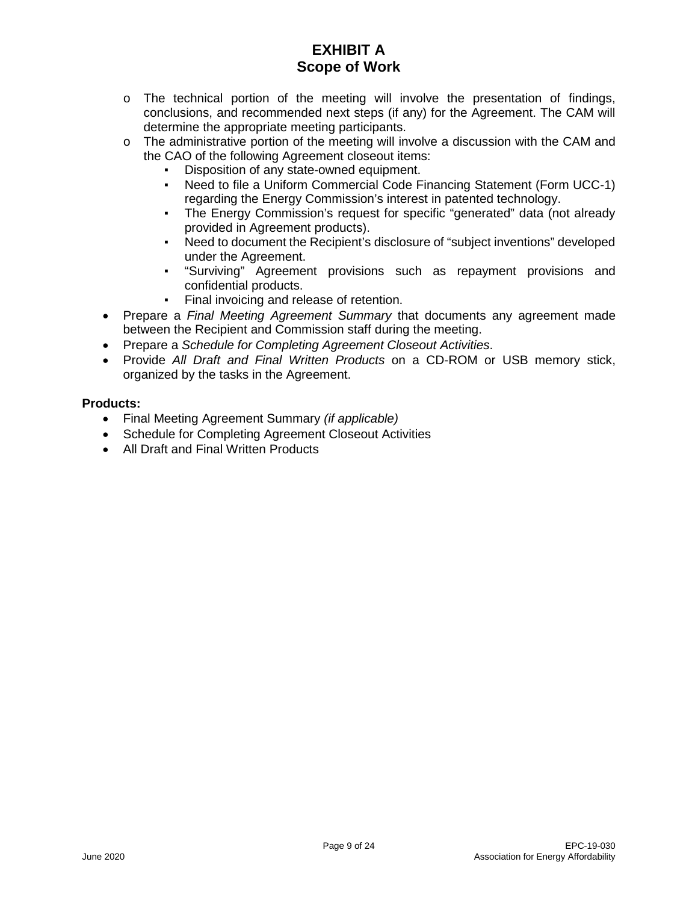- The technical portion of the meeting will involve the presentation of findings, conclusions, and recommended next steps (if any) for the Agreement. The CAM will determine the appropriate meeting participants.
  - The administrative portion of the meeting will involve a discussion with the CAM and the CAO of the following Agreement closeout items:
    - Disposition of any state-owned equipment.
    - Need to file a Uniform Commercial Code Financing Statement (Form UCC-1) regarding the Energy Commission's interest in patented technology.
    - The Energy Commission's request for specific "generated" data (not already provided in Agreement products).
    - Need to document the Recipient's disclosure of "subject inventions" developed under the Agreement.
    - "Surviving" Agreement provisions such as repayment provisions and confidential products.
    - Final invoicing and release of retention.
- Prepare a *Final Meeting Agreement Summary* that documents any agreement made between the Recipient and Commission staff during the meeting.
- Prepare a *Schedule for Completing Agreement Closeout Activities*.
- Provide *All Draft and Final Written Products* on a CD-ROM or USB memory stick, organized by the tasks in the Agreement.

**Products:**

- Final Meeting Agreement Summary *(if applicable)*
- Schedule for Completing Agreement Closeout Activities
- All Draft and Final Written Products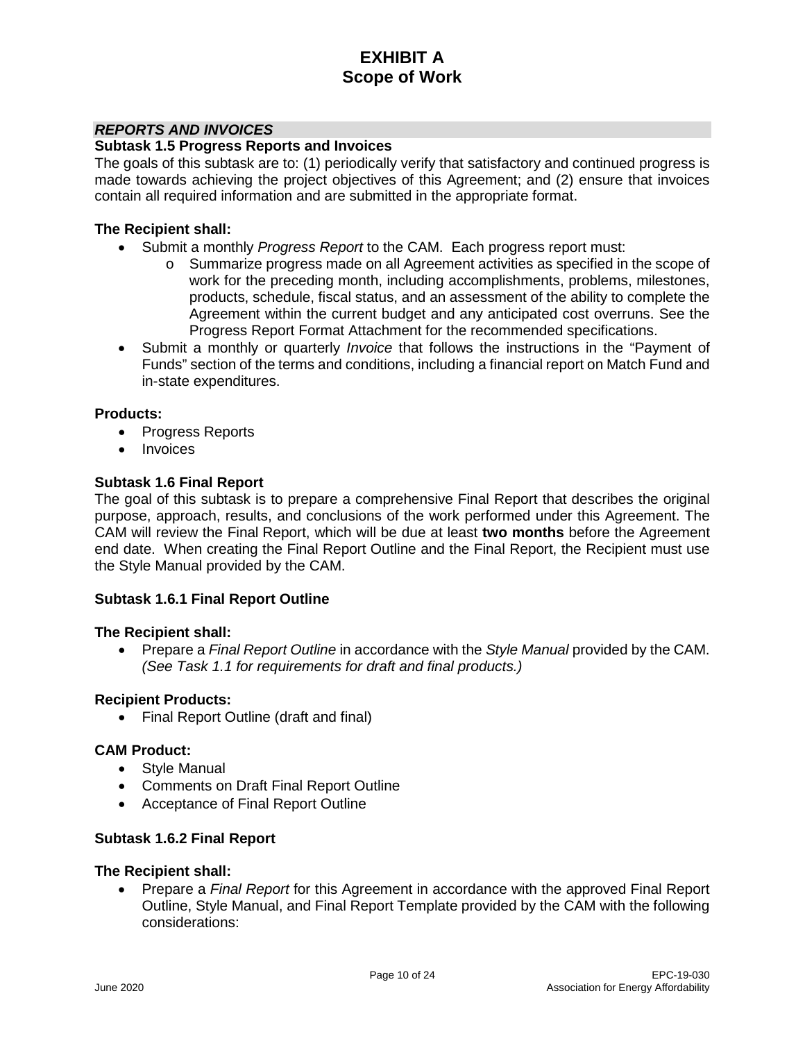# EXHIBIT A
# Scope of Work

***REPORTS AND INVOICES***

**Subtask 1.5 Progress Reports and Invoices**

The goals of this subtask are to: (1) periodically verify that satisfactory and continued progress is made towards achieving the project objectives of this Agreement; and (2) ensure that invoices contain all required information and are submitted in the appropriate format.

**The Recipient shall:**

- Submit a monthly *Progress Report* to the CAM. Each progress report must:
    - Summarize progress made on all Agreement activities as specified in the scope of work for the preceding month, including accomplishments, problems, milestones, products, schedule, fiscal status, and an assessment of the ability to complete the Agreement within the current budget and any anticipated cost overruns. See the Progress Report Format Attachment for the recommended specifications.
- Submit a monthly or quarterly *Invoice* that follows the instructions in the "Payment of Funds" section of the terms and conditions, including a financial report on Match Fund and in-state expenditures.

**Products:**

- Progress Reports
- Invoices

**Subtask 1.6 Final Report**

The goal of this subtask is to prepare a comprehensive Final Report that describes the original purpose, approach, results, and conclusions of the work performed under this Agreement. The CAM will review the Final Report, which will be due at least **two months** before the Agreement end date. When creating the Final Report Outline and the Final Report, the Recipient must use the Style Manual provided by the CAM.

**Subtask 1.6.1 Final Report Outline**

**The Recipient shall:**

- Prepare a *Final Report Outline* in accordance with the *Style Manual* provided by the CAM. *(See Task 1.1 for requirements for draft and final products.)*

**Recipient Products:**

- Final Report Outline (draft and final)

**CAM Product:**

- Style Manual
- Comments on Draft Final Report Outline
- Acceptance of Final Report Outline

**Subtask 1.6.2 Final Report**

**The Recipient shall:**

- Prepare a *Final Report* for this Agreement in accordance with the approved Final Report Outline, Style Manual, and Final Report Template provided by the CAM with the following considerations: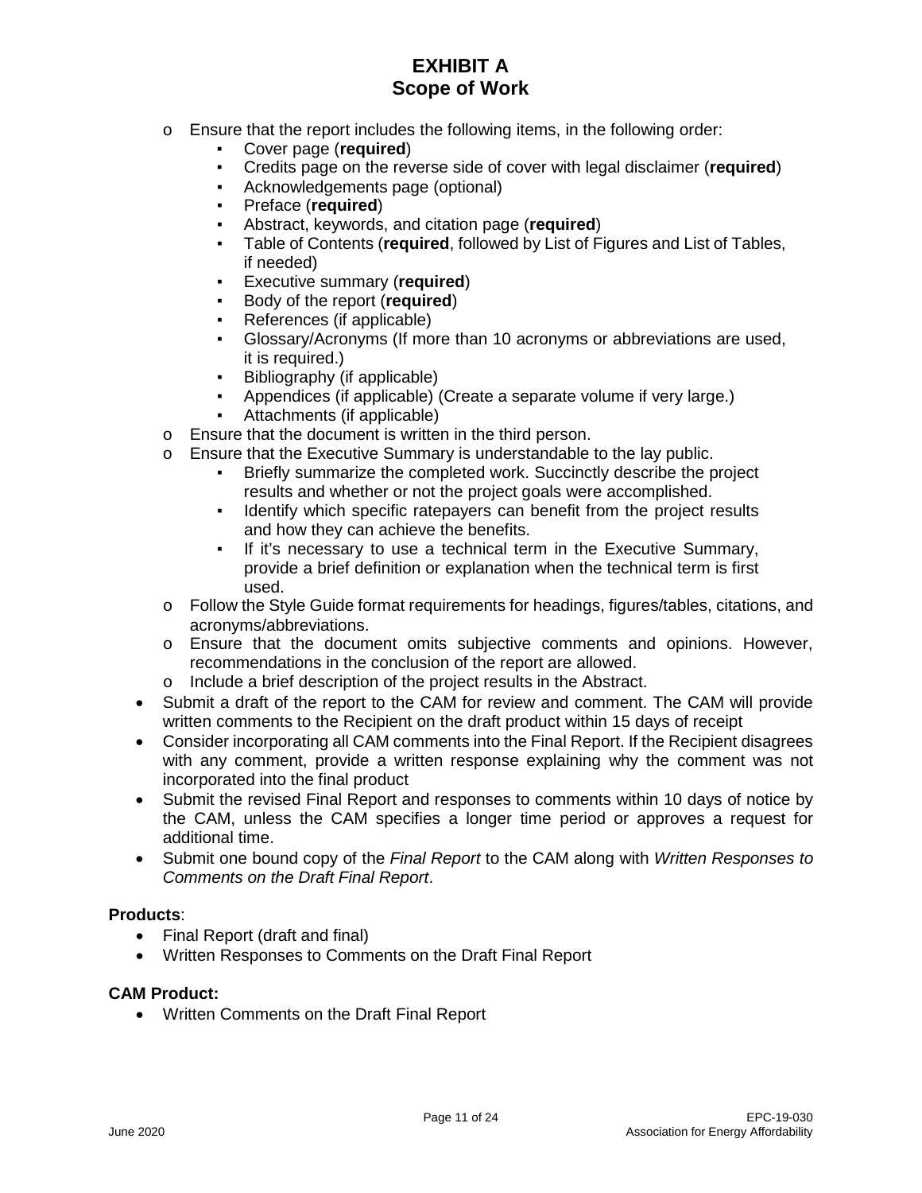- Ensure that the report includes the following items, in the following order:
  - Cover page (**required**)
  - Credits page on the reverse side of cover with legal disclaimer (**required**)
  - Acknowledgements page (optional)
  - Preface (**required**)
  - Abstract, keywords, and citation page (**required**)
  - Table of Contents (**required**, followed by List of Figures and List of Tables, if needed)
  - Executive summary (**required**)
  - Body of the report (**required**)
  - References (if applicable)
  - Glossary/Acronyms (If more than 10 acronyms or abbreviations are used, it is required.)
  - Bibliography (if applicable)
  - Appendices (if applicable) (Create a separate volume if very large.)
  - Attachments (if applicable)
- Ensure that the document is written in the third person.
- Ensure that the Executive Summary is understandable to the lay public.
  - Briefly summarize the completed work. Succinctly describe the project results and whether or not the project goals were accomplished.
  - Identify which specific ratepayers can benefit from the project results and how they can achieve the benefits.
  - If it's necessary to use a technical term in the Executive Summary, provide a brief definition or explanation when the technical term is first used.
- Follow the Style Guide format requirements for headings, figures/tables, citations, and acronyms/abbreviations.
- Ensure that the document omits subjective comments and opinions. However, recommendations in the conclusion of the report are allowed.
- Include a brief description of the project results in the Abstract.

- Submit a draft of the report to the CAM for review and comment. The CAM will provide written comments to the Recipient on the draft product within 15 days of receipt
- Consider incorporating all CAM comments into the Final Report. If the Recipient disagrees with any comment, provide a written response explaining why the comment was not incorporated into the final product
- Submit the revised Final Report and responses to comments within 10 days of notice by the CAM, unless the CAM specifies a longer time period or approves a request for additional time.
- Submit one bound copy of the *Final Report* to the CAM along with *Written Responses to Comments on the Draft Final Report*.

**Products**:

- Final Report (draft and final)
- Written Responses to Comments on the Draft Final Report

**CAM Product:**

- Written Comments on the Draft Final Report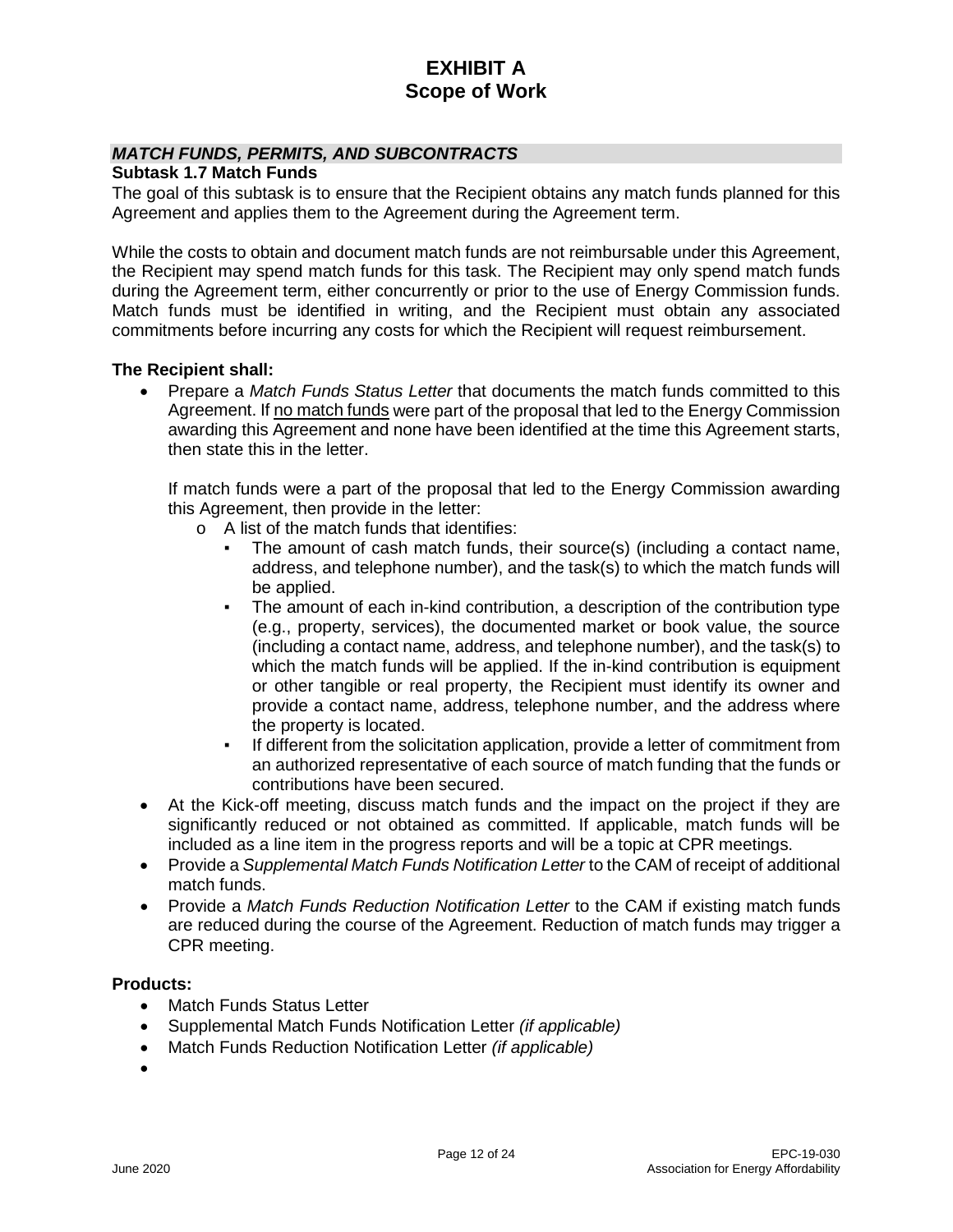# EXHIBIT A
# Scope of Work

***MATCH FUNDS, PERMITS, AND SUBCONTRACTS***

**Subtask 1.7 Match Funds**

The goal of this subtask is to ensure that the Recipient obtains any match funds planned for this Agreement and applies them to the Agreement during the Agreement term.

While the costs to obtain and document match funds are not reimbursable under this Agreement, the Recipient may spend match funds for this task. The Recipient may only spend match funds during the Agreement term, either concurrently or prior to the use of Energy Commission funds. Match funds must be identified in writing, and the Recipient must obtain any associated commitments before incurring any costs for which the Recipient will request reimbursement.

**The Recipient shall:**

- Prepare a *Match Funds Status Letter* that documents the match funds committed to this Agreement. If <u>no match funds</u> were part of the proposal that led to the Energy Commission awarding this Agreement and none have been identified at the time this Agreement starts, then state this in the letter.

  If match funds were a part of the proposal that led to the Energy Commission awarding this Agreement, then provide in the letter:
  - A list of the match funds that identifies:
    - The amount of cash match funds, their source(s) (including a contact name, address, and telephone number), and the task(s) to which the match funds will be applied.
    - The amount of each in-kind contribution, a description of the contribution type (e.g., property, services), the documented market or book value, the source (including a contact name, address, and telephone number), and the task(s) to which the match funds will be applied. If the in-kind contribution is equipment or other tangible or real property, the Recipient must identify its owner and provide a contact name, address, telephone number, and the address where the property is located.
    - If different from the solicitation application, provide a letter of commitment from an authorized representative of each source of match funding that the funds or contributions have been secured.
- At the Kick-off meeting, discuss match funds and the impact on the project if they are significantly reduced or not obtained as committed. If applicable, match funds will be included as a line item in the progress reports and will be a topic at CPR meetings.
- Provide a *Supplemental Match Funds Notification Letter* to the CAM of receipt of additional match funds.
- Provide a *Match Funds Reduction Notification Letter* to the CAM if existing match funds are reduced during the course of the Agreement. Reduction of match funds may trigger a CPR meeting.

**Products:**

- Match Funds Status Letter
- Supplemental Match Funds Notification Letter *(if applicable)*
- Match Funds Reduction Notification Letter *(if applicable)*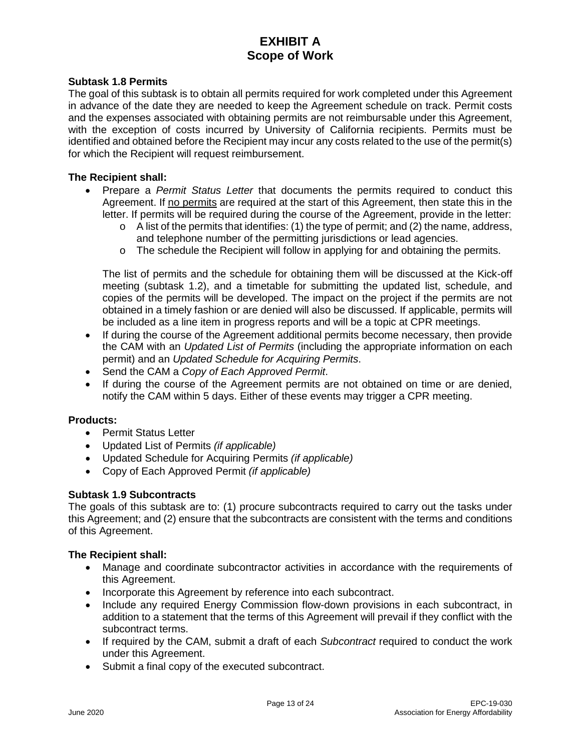# EXHIBIT A
## Scope of Work

### Subtask 1.8 Permits

The goal of this subtask is to obtain all permits required for work completed under this Agreement in advance of the date they are needed to keep the Agreement schedule on track. Permit costs and the expenses associated with obtaining permits are not reimbursable under this Agreement, with the exception of costs incurred by University of California recipients. Permits must be identified and obtained before the Recipient may incur any costs related to the use of the permit(s) for which the Recipient will request reimbursement.

**The Recipient shall:**

- Prepare a *Permit Status Letter* that documents the permits required to conduct this Agreement. If no permits are required at the start of this Agreement, then state this in the letter. If permits will be required during the course of the Agreement, provide in the letter:
  - A list of the permits that identifies: (1) the type of permit; and (2) the name, address, and telephone number of the permitting jurisdictions or lead agencies.
  - The schedule the Recipient will follow in applying for and obtaining the permits.

  The list of permits and the schedule for obtaining them will be discussed at the Kick-off meeting (subtask 1.2), and a timetable for submitting the updated list, schedule, and copies of the permits will be developed. The impact on the project if the permits are not obtained in a timely fashion or are denied will also be discussed. If applicable, permits will be included as a line item in progress reports and will be a topic at CPR meetings.
- If during the course of the Agreement additional permits become necessary, then provide the CAM with an *Updated List of Permits* (including the appropriate information on each permit) and an *Updated Schedule for Acquiring Permits*.
- Send the CAM a *Copy of Each Approved Permit*.
- If during the course of the Agreement permits are not obtained on time or are denied, notify the CAM within 5 days. Either of these events may trigger a CPR meeting.

**Products:**

- Permit Status Letter
- Updated List of Permits *(if applicable)*
- Updated Schedule for Acquiring Permits *(if applicable)*
- Copy of Each Approved Permit *(if applicable)*

### Subtask 1.9 Subcontracts

The goals of this subtask are to: (1) procure subcontracts required to carry out the tasks under this Agreement; and (2) ensure that the subcontracts are consistent with the terms and conditions of this Agreement.

**The Recipient shall:**

- Manage and coordinate subcontractor activities in accordance with the requirements of this Agreement.
- Incorporate this Agreement by reference into each subcontract.
- Include any required Energy Commission flow-down provisions in each subcontract, in addition to a statement that the terms of this Agreement will prevail if they conflict with the subcontract terms.
- If required by the CAM, submit a draft of each *Subcontract* required to conduct the work under this Agreement.
- Submit a final copy of the executed subcontract.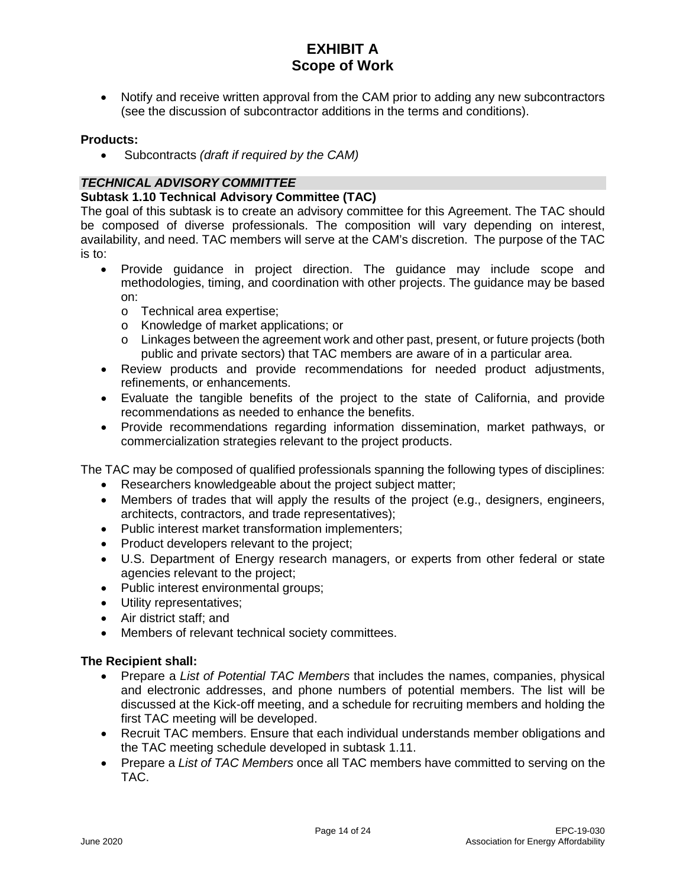- Notify and receive written approval from the CAM prior to adding any new subcontractors (see the discussion of subcontractor additions in the terms and conditions).

**Products:**

- Subcontracts *(draft if required by the CAM)*

***TECHNICAL ADVISORY COMMITTEE***

**Subtask 1.10 Technical Advisory Committee (TAC)**

The goal of this subtask is to create an advisory committee for this Agreement. The TAC should be composed of diverse professionals. The composition will vary depending on interest, availability, and need. TAC members will serve at the CAM's discretion. The purpose of the TAC is to:

- Provide guidance in project direction. The guidance may include scope and methodologies, timing, and coordination with other projects. The guidance may be based on:
    - Technical area expertise;
    - Knowledge of market applications; or
    - Linkages between the agreement work and other past, present, or future projects (both public and private sectors) that TAC members are aware of in a particular area.
- Review products and provide recommendations for needed product adjustments, refinements, or enhancements.
- Evaluate the tangible benefits of the project to the state of California, and provide recommendations as needed to enhance the benefits.
- Provide recommendations regarding information dissemination, market pathways, or commercialization strategies relevant to the project products.

The TAC may be composed of qualified professionals spanning the following types of disciplines:

- Researchers knowledgeable about the project subject matter;
- Members of trades that will apply the results of the project (e.g., designers, engineers, architects, contractors, and trade representatives);
- Public interest market transformation implementers;
- Product developers relevant to the project;
- U.S. Department of Energy research managers, or experts from other federal or state agencies relevant to the project;
- Public interest environmental groups;
- Utility representatives;
- Air district staff; and
- Members of relevant technical society committees.

**The Recipient shall:**

- Prepare a *List of Potential TAC Members* that includes the names, companies, physical and electronic addresses, and phone numbers of potential members. The list will be discussed at the Kick-off meeting, and a schedule for recruiting members and holding the first TAC meeting will be developed.
- Recruit TAC members. Ensure that each individual understands member obligations and the TAC meeting schedule developed in subtask 1.11.
- Prepare a *List of TAC Members* once all TAC members have committed to serving on the TAC.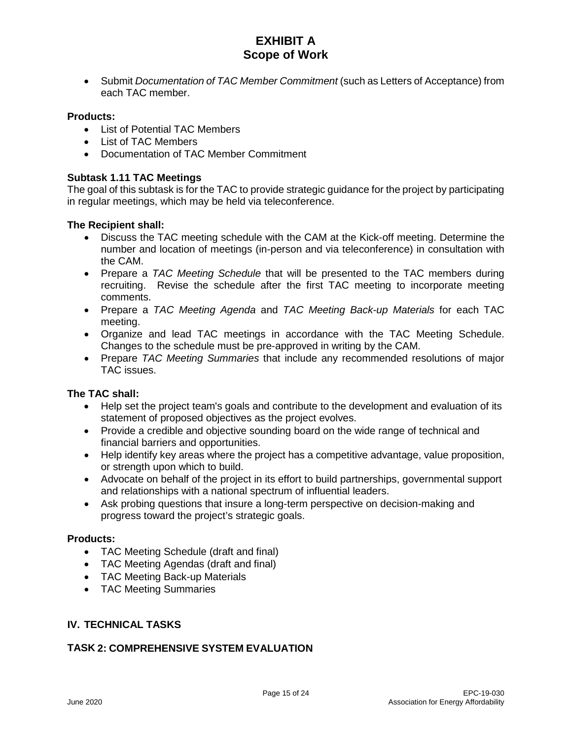- Submit *Documentation of TAC Member Commitment* (such as Letters of Acceptance) from each TAC member.

**Products:**

- List of Potential TAC Members
- List of TAC Members
- Documentation of TAC Member Commitment

### Subtask 1.11 TAC Meetings

The goal of this subtask is for the TAC to provide strategic guidance for the project by participating in regular meetings, which may be held via teleconference.

**The Recipient shall:**

- Discuss the TAC meeting schedule with the CAM at the Kick-off meeting. Determine the number and location of meetings (in-person and via teleconference) in consultation with the CAM.
- Prepare a *TAC Meeting Schedule* that will be presented to the TAC members during recruiting. Revise the schedule after the first TAC meeting to incorporate meeting comments.
- Prepare a *TAC Meeting Agenda* and *TAC Meeting Back-up Materials* for each TAC meeting.
- Organize and lead TAC meetings in accordance with the TAC Meeting Schedule. Changes to the schedule must be pre-approved in writing by the CAM.
- Prepare *TAC Meeting Summaries* that include any recommended resolutions of major TAC issues.

**The TAC shall:**

- Help set the project team's goals and contribute to the development and evaluation of its statement of proposed objectives as the project evolves.
- Provide a credible and objective sounding board on the wide range of technical and financial barriers and opportunities.
- Help identify key areas where the project has a competitive advantage, value proposition, or strength upon which to build.
- Advocate on behalf of the project in its effort to build partnerships, governmental support and relationships with a national spectrum of influential leaders.
- Ask probing questions that insure a long-term perspective on decision-making and progress toward the project's strategic goals.

**Products:**

- TAC Meeting Schedule (draft and final)
- TAC Meeting Agendas (draft and final)
- TAC Meeting Back-up Materials
- TAC Meeting Summaries

## IV. TECHNICAL TASKS

## TASK 2: COMPREHENSIVE SYSTEM EVALUATION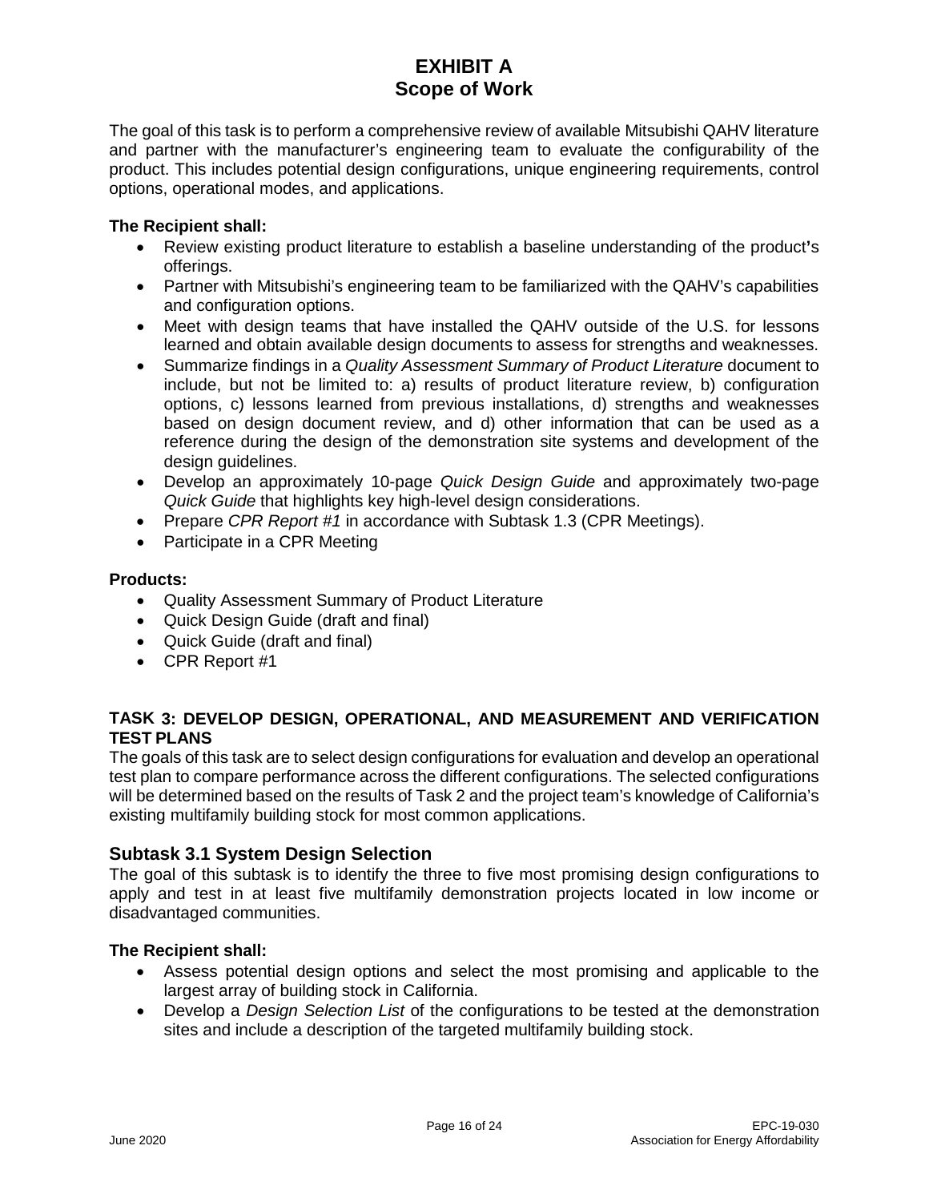# EXHIBIT A
# Scope of Work

The goal of this task is to perform a comprehensive review of available Mitsubishi QAHV literature and partner with the manufacturer's engineering team to evaluate the configurability of the product. This includes potential design configurations, unique engineering requirements, control options, operational modes, and applications.

**The Recipient shall:**

- Review existing product literature to establish a baseline understanding of the product's offerings.
- Partner with Mitsubishi's engineering team to be familiarized with the QAHV's capabilities and configuration options.
- Meet with design teams that have installed the QAHV outside of the U.S. for lessons learned and obtain available design documents to assess for strengths and weaknesses.
- Summarize findings in a *Quality Assessment Summary of Product Literature* document to include, but not be limited to: a) results of product literature review, b) configuration options, c) lessons learned from previous installations, d) strengths and weaknesses based on design document review, and d) other information that can be used as a reference during the design of the demonstration site systems and development of the design guidelines.
- Develop an approximately 10-page *Quick Design Guide* and approximately two-page *Quick Guide* that highlights key high-level design considerations.
- Prepare *CPR Report #1* in accordance with Subtask 1.3 (CPR Meetings).
- Participate in a CPR Meeting

**Products:**

- Quality Assessment Summary of Product Literature
- Quick Design Guide (draft and final)
- Quick Guide (draft and final)
- CPR Report #1

## TASK 3: DEVELOP DESIGN, OPERATIONAL, AND MEASUREMENT AND VERIFICATION TEST PLANS

The goals of this task are to select design configurations for evaluation and develop an operational test plan to compare performance across the different configurations. The selected configurations will be determined based on the results of Task 2 and the project team's knowledge of California's existing multifamily building stock for most common applications.

### Subtask 3.1 System Design Selection

The goal of this subtask is to identify the three to five most promising design configurations to apply and test in at least five multifamily demonstration projects located in low income or disadvantaged communities.

**The Recipient shall:**

- Assess potential design options and select the most promising and applicable to the largest array of building stock in California.
- Develop a *Design Selection List* of the configurations to be tested at the demonstration sites and include a description of the targeted multifamily building stock.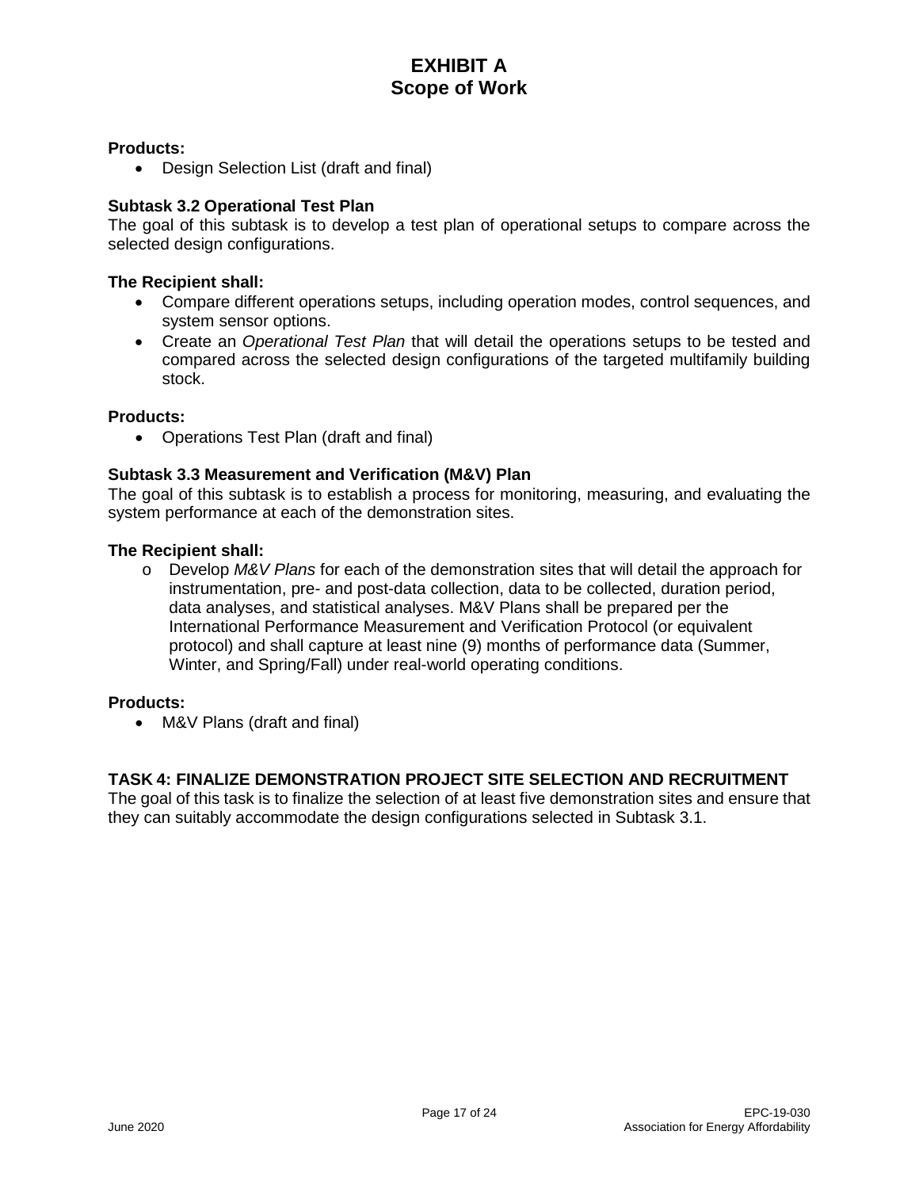**Products:**

- Design Selection List (draft and final)

**Subtask 3.2 Operational Test Plan**

The goal of this subtask is to develop a test plan of operational setups to compare across the selected design configurations.

**The Recipient shall:**

- Compare different operations setups, including operation modes, control sequences, and system sensor options.
- Create an *Operational Test Plan* that will detail the operations setups to be tested and compared across the selected design configurations of the targeted multifamily building stock.

**Products:**

- Operations Test Plan (draft and final)

**Subtask 3.3 Measurement and Verification (M&V) Plan**

The goal of this subtask is to establish a process for monitoring, measuring, and evaluating the system performance at each of the demonstration sites.

**The Recipient shall:**

- o Develop *M&V Plans* for each of the demonstration sites that will detail the approach for instrumentation, pre- and post-data collection, data to be collected, duration period, data analyses, and statistical analyses. M&V Plans shall be prepared per the International Performance Measurement and Verification Protocol (or equivalent protocol) and shall capture at least nine (9) months of performance data (Summer, Winter, and Spring/Fall) under real-world operating conditions.

**Products:**

- M&V Plans (draft and final)

**TASK 4: FINALIZE DEMONSTRATION PROJECT SITE SELECTION AND RECRUITMENT**

The goal of this task is to finalize the selection of at least five demonstration sites and ensure that they can suitably accommodate the design configurations selected in Subtask 3.1.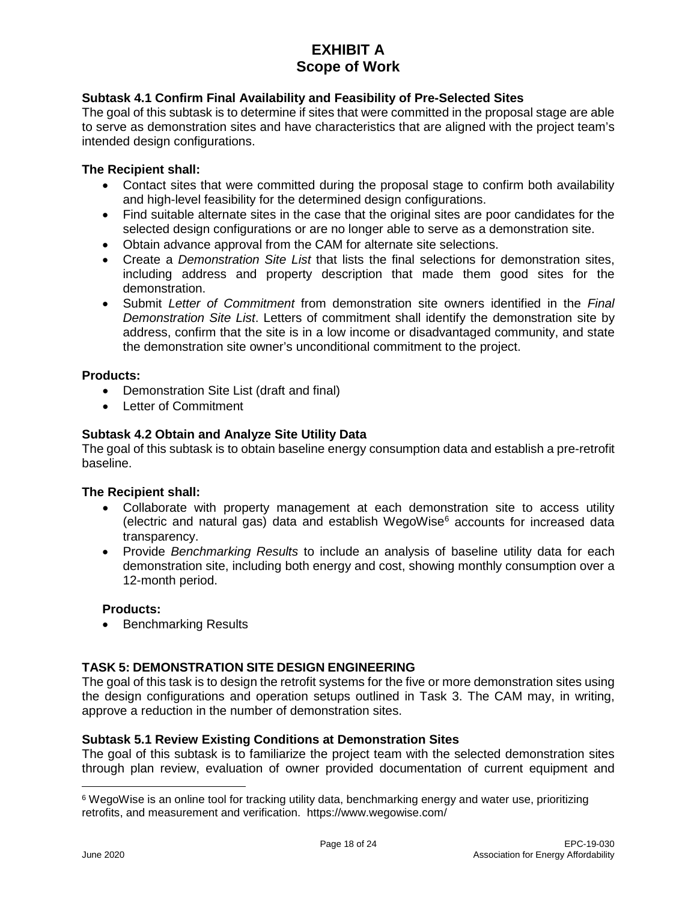### Subtask 4.1 Confirm Final Availability and Feasibility of Pre-Selected Sites

The goal of this subtask is to determine if sites that were committed in the proposal stage are able to serve as demonstration sites and have characteristics that are aligned with the project team's intended design configurations.

**The Recipient shall:**

- Contact sites that were committed during the proposal stage to confirm both availability and high-level feasibility for the determined design configurations.
- Find suitable alternate sites in the case that the original sites are poor candidates for the selected design configurations or are no longer able to serve as a demonstration site.
- Obtain advance approval from the CAM for alternate site selections.
- Create a *Demonstration Site List* that lists the final selections for demonstration sites, including address and property description that made them good sites for the demonstration.
- Submit *Letter of Commitment* from demonstration site owners identified in the *Final Demonstration Site List*. Letters of commitment shall identify the demonstration site by address, confirm that the site is in a low income or disadvantaged community, and state the demonstration site owner's unconditional commitment to the project.

**Products:**

- Demonstration Site List (draft and final)
- Letter of Commitment

### Subtask 4.2 Obtain and Analyze Site Utility Data

The goal of this subtask is to obtain baseline energy consumption data and establish a pre-retrofit baseline.

**The Recipient shall:**

- Collaborate with property management at each demonstration site to access utility (electric and natural gas) data and establish WegoWise[6] accounts for increased data transparency.
- Provide *Benchmarking Results* to include an analysis of baseline utility data for each demonstration site, including both energy and cost, showing monthly consumption over a 12-month period.

**Products:**

- Benchmarking Results

## TASK 5: DEMONSTRATION SITE DESIGN ENGINEERING

The goal of this task is to design the retrofit systems for the five or more demonstration sites using the design configurations and operation setups outlined in Task 3. The CAM may, in writing, approve a reduction in the number of demonstration sites.

### Subtask 5.1 Review Existing Conditions at Demonstration Sites

The goal of this subtask is to familiarize the project team with the selected demonstration sites through plan review, evaluation of owner provided documentation of current equipment and

[6] WegoWise is an online tool for tracking utility data, benchmarking energy and water use, prioritizing retrofits, and measurement and verification. https://www.wegowise.com/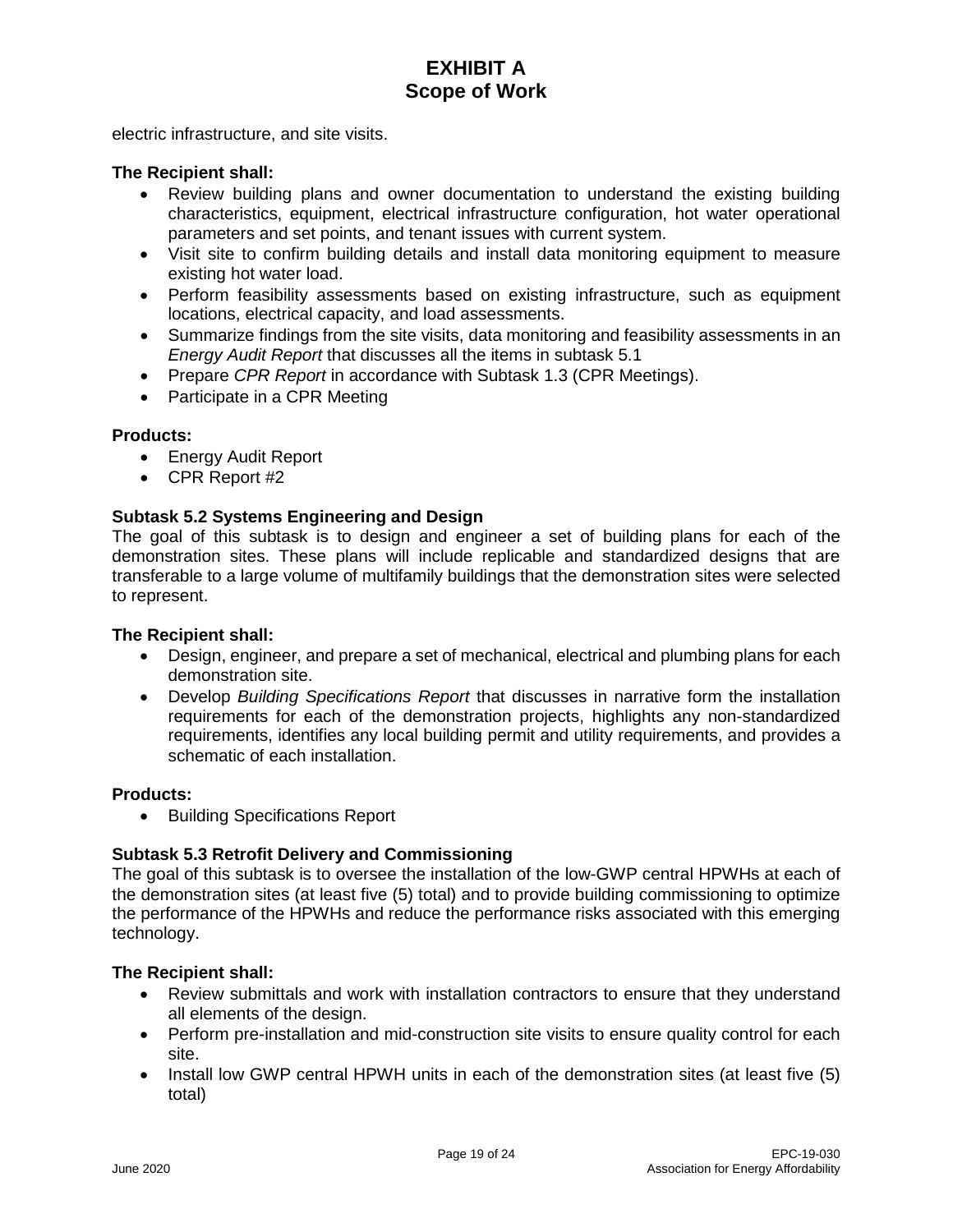electric infrastructure, and site visits.

**The Recipient shall:**

- Review building plans and owner documentation to understand the existing building characteristics, equipment, electrical infrastructure configuration, hot water operational parameters and set points, and tenant issues with current system.
- Visit site to confirm building details and install data monitoring equipment to measure existing hot water load.
- Perform feasibility assessments based on existing infrastructure, such as equipment locations, electrical capacity, and load assessments.
- Summarize findings from the site visits, data monitoring and feasibility assessments in an *Energy Audit Report* that discusses all the items in subtask 5.1
- Prepare *CPR Report* in accordance with Subtask 1.3 (CPR Meetings).
- Participate in a CPR Meeting

**Products:**

- Energy Audit Report
- CPR Report #2

**Subtask 5.2 Systems Engineering and Design**

The goal of this subtask is to design and engineer a set of building plans for each of the demonstration sites. These plans will include replicable and standardized designs that are transferable to a large volume of multifamily buildings that the demonstration sites were selected to represent.

**The Recipient shall:**

- Design, engineer, and prepare a set of mechanical, electrical and plumbing plans for each demonstration site.
- Develop *Building Specifications Report* that discusses in narrative form the installation requirements for each of the demonstration projects, highlights any non-standardized requirements, identifies any local building permit and utility requirements, and provides a schematic of each installation.

**Products:**

- Building Specifications Report

**Subtask 5.3 Retrofit Delivery and Commissioning**

The goal of this subtask is to oversee the installation of the low-GWP central HPWHs at each of the demonstration sites (at least five (5) total) and to provide building commissioning to optimize the performance of the HPWHs and reduce the performance risks associated with this emerging technology.

**The Recipient shall:**

- Review submittals and work with installation contractors to ensure that they understand all elements of the design.
- Perform pre-installation and mid-construction site visits to ensure quality control for each site.
- Install low GWP central HPWH units in each of the demonstration sites (at least five (5) total)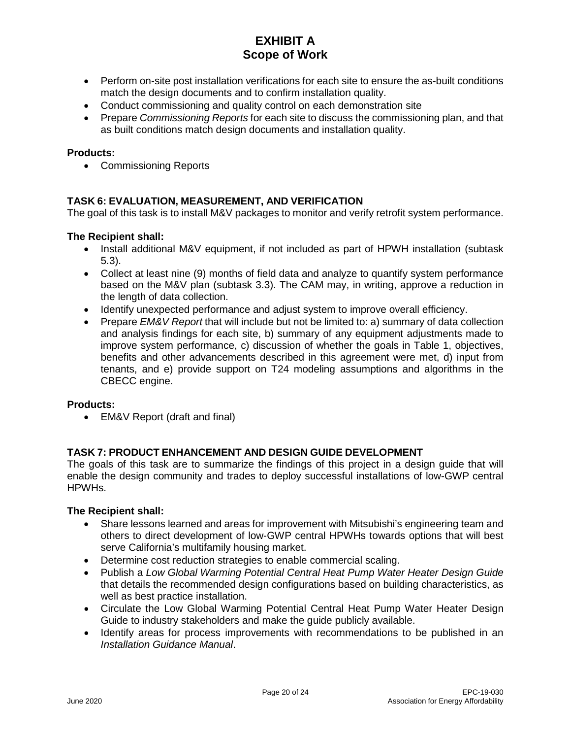- Perform on-site post installation verifications for each site to ensure the as-built conditions match the design documents and to confirm installation quality.
- Conduct commissioning and quality control on each demonstration site
- Prepare *Commissioning Reports* for each site to discuss the commissioning plan, and that as built conditions match design documents and installation quality.

**Products:**

- Commissioning Reports

### TASK 6: EVALUATION, MEASUREMENT, AND VERIFICATION

The goal of this task is to install M&V packages to monitor and verify retrofit system performance.

**The Recipient shall:**

- Install additional M&V equipment, if not included as part of HPWH installation (subtask 5.3).
- Collect at least nine (9) months of field data and analyze to quantify system performance based on the M&V plan (subtask 3.3). The CAM may, in writing, approve a reduction in the length of data collection.
- Identify unexpected performance and adjust system to improve overall efficiency.
- Prepare *EM&V Report* that will include but not be limited to: a) summary of data collection and analysis findings for each site, b) summary of any equipment adjustments made to improve system performance, c) discussion of whether the goals in Table 1, objectives, benefits and other advancements described in this agreement were met, d) input from tenants, and e) provide support on T24 modeling assumptions and algorithms in the CBECC engine.

**Products:**

- EM&V Report (draft and final)

### TASK 7: PRODUCT ENHANCEMENT AND DESIGN GUIDE DEVELOPMENT

The goals of this task are to summarize the findings of this project in a design guide that will enable the design community and trades to deploy successful installations of low-GWP central HPWHs.

**The Recipient shall:**

- Share lessons learned and areas for improvement with Mitsubishi's engineering team and others to direct development of low-GWP central HPWHs towards options that will best serve California's multifamily housing market.
- Determine cost reduction strategies to enable commercial scaling.
- Publish a *Low Global Warming Potential Central Heat Pump Water Heater Design Guide* that details the recommended design configurations based on building characteristics, as well as best practice installation.
- Circulate the Low Global Warming Potential Central Heat Pump Water Heater Design Guide to industry stakeholders and make the guide publicly available.
- Identify areas for process improvements with recommendations to be published in an *Installation Guidance Manual*.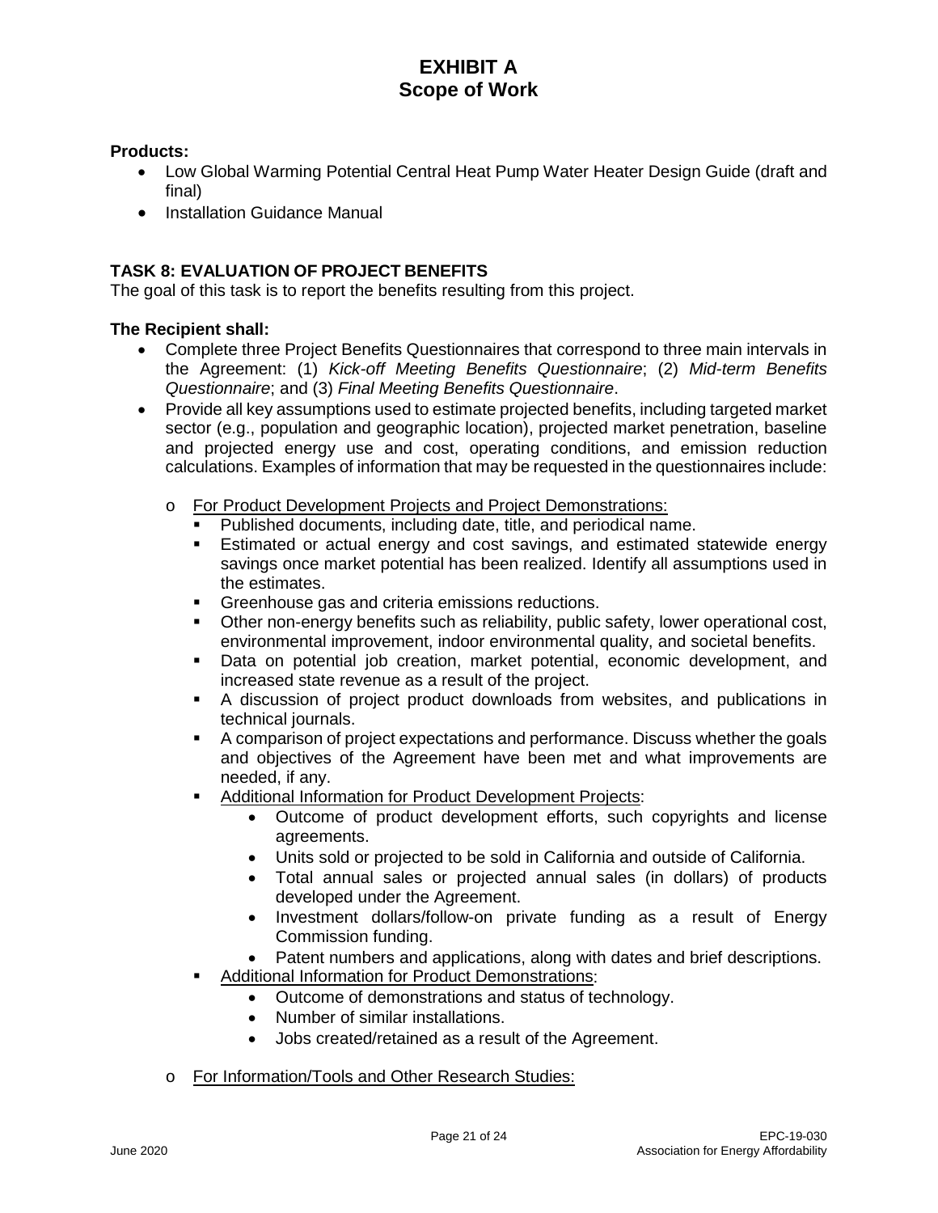**Products:**

- Low Global Warming Potential Central Heat Pump Water Heater Design Guide (draft and final)
- Installation Guidance Manual

## TASK 8: EVALUATION OF PROJECT BENEFITS

The goal of this task is to report the benefits resulting from this project.

**The Recipient shall:**

- Complete three Project Benefits Questionnaires that correspond to three main intervals in the Agreement: (1) *Kick-off Meeting Benefits Questionnaire*; (2) *Mid-term Benefits Questionnaire*; and (3) *Final Meeting Benefits Questionnaire*.
- Provide all key assumptions used to estimate projected benefits, including targeted market sector (e.g., population and geographic location), projected market penetration, baseline and projected energy use and cost, operating conditions, and emission reduction calculations. Examples of information that may be requested in the questionnaires include:
  - For Product Development Projects and Project Demonstrations:
    - Published documents, including date, title, and periodical name.
    - Estimated or actual energy and cost savings, and estimated statewide energy savings once market potential has been realized. Identify all assumptions used in the estimates.
    - Greenhouse gas and criteria emissions reductions.
    - Other non-energy benefits such as reliability, public safety, lower operational cost, environmental improvement, indoor environmental quality, and societal benefits.
    - Data on potential job creation, market potential, economic development, and increased state revenue as a result of the project.
    - A discussion of project product downloads from websites, and publications in technical journals.
    - A comparison of project expectations and performance. Discuss whether the goals and objectives of the Agreement have been met and what improvements are needed, if any.
    - Additional Information for Product Development Projects:
      - Outcome of product development efforts, such copyrights and license agreements.
      - Units sold or projected to be sold in California and outside of California.
      - Total annual sales or projected annual sales (in dollars) of products developed under the Agreement.
      - Investment dollars/follow-on private funding as a result of Energy Commission funding.
      - Patent numbers and applications, along with dates and brief descriptions.
    - Additional Information for Product Demonstrations:
      - Outcome of demonstrations and status of technology.
      - Number of similar installations.
      - Jobs created/retained as a result of the Agreement.
  - For Information/Tools and Other Research Studies: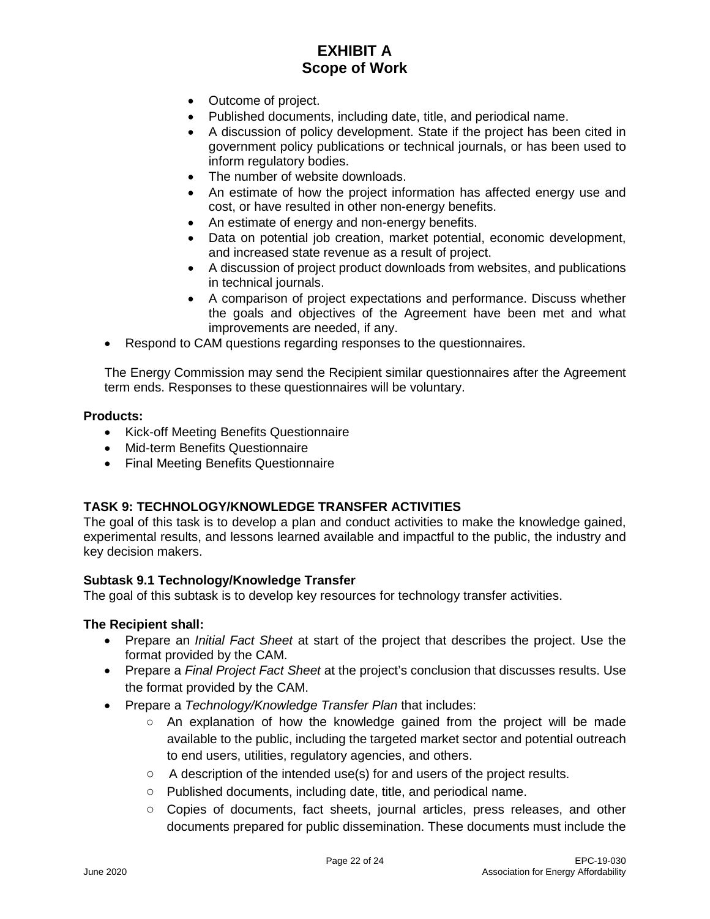- Outcome of project.
    - Published documents, including date, title, and periodical name.
    - A discussion of policy development. State if the project has been cited in government policy publications or technical journals, or has been used to inform regulatory bodies.
    - The number of website downloads.
    - An estimate of how the project information has affected energy use and cost, or have resulted in other non-energy benefits.
    - An estimate of energy and non-energy benefits.
    - Data on potential job creation, market potential, economic development, and increased state revenue as a result of project.
    - A discussion of project product downloads from websites, and publications in technical journals.
    - A comparison of project expectations and performance. Discuss whether the goals and objectives of the Agreement have been met and what improvements are needed, if any.
- Respond to CAM questions regarding responses to the questionnaires.

The Energy Commission may send the Recipient similar questionnaires after the Agreement term ends. Responses to these questionnaires will be voluntary.

**Products:**

- Kick-off Meeting Benefits Questionnaire
- Mid-term Benefits Questionnaire
- Final Meeting Benefits Questionnaire

### TASK 9: TECHNOLOGY/KNOWLEDGE TRANSFER ACTIVITIES

The goal of this task is to develop a plan and conduct activities to make the knowledge gained, experimental results, and lessons learned available and impactful to the public, the industry and key decision makers.

#### Subtask 9.1 Technology/Knowledge Transfer

The goal of this subtask is to develop key resources for technology transfer activities.

**The Recipient shall:**

- Prepare an *Initial Fact Sheet* at start of the project that describes the project. Use the format provided by the CAM.
- Prepare a *Final Project Fact Sheet* at the project's conclusion that discusses results. Use the format provided by the CAM.
- Prepare a *Technology/Knowledge Transfer Plan* that includes:
    - An explanation of how the knowledge gained from the project will be made available to the public, including the targeted market sector and potential outreach to end users, utilities, regulatory agencies, and others.
    - A description of the intended use(s) for and users of the project results.
    - Published documents, including date, title, and periodical name.
    - Copies of documents, fact sheets, journal articles, press releases, and other documents prepared for public dissemination. These documents must include the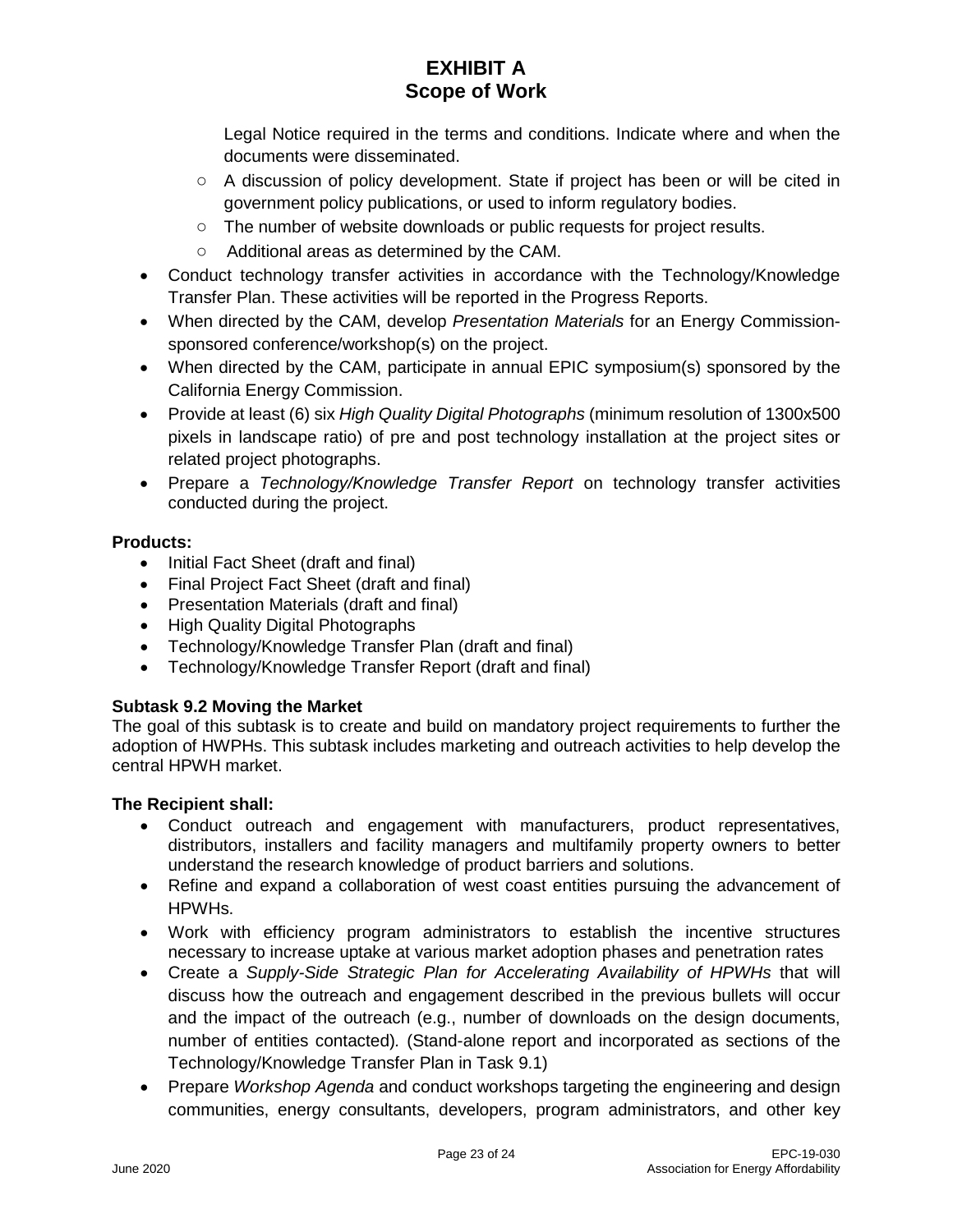Legal Notice required in the terms and conditions. Indicate where and when the documents were disseminated.
    - A discussion of policy development. State if project has been or will be cited in government policy publications, or used to inform regulatory bodies.
    - The number of website downloads or public requests for project results.
    - Additional areas as determined by the CAM.
- Conduct technology transfer activities in accordance with the Technology/Knowledge Transfer Plan. These activities will be reported in the Progress Reports.
- When directed by the CAM, develop *Presentation Materials* for an Energy Commission-sponsored conference/workshop(s) on the project.
- When directed by the CAM, participate in annual EPIC symposium(s) sponsored by the California Energy Commission.
- Provide at least (6) six *High Quality Digital Photographs* (minimum resolution of 1300x500 pixels in landscape ratio) of pre and post technology installation at the project sites or related project photographs.
- Prepare a *Technology/Knowledge Transfer Report* on technology transfer activities conducted during the project.

**Products:**

- Initial Fact Sheet (draft and final)
- Final Project Fact Sheet (draft and final)
- Presentation Materials (draft and final)
- High Quality Digital Photographs
- Technology/Knowledge Transfer Plan (draft and final)
- Technology/Knowledge Transfer Report (draft and final)

**Subtask 9.2 Moving the Market**

The goal of this subtask is to create and build on mandatory project requirements to further the adoption of HWPHs. This subtask includes marketing and outreach activities to help develop the central HPWH market.

**The Recipient shall:**

- Conduct outreach and engagement with manufacturers, product representatives, distributors, installers and facility managers and multifamily property owners to better understand the research knowledge of product barriers and solutions.
- Refine and expand a collaboration of west coast entities pursuing the advancement of HPWHs.
- Work with efficiency program administrators to establish the incentive structures necessary to increase uptake at various market adoption phases and penetration rates
- Create a *Supply-Side Strategic Plan for Accelerating Availability of HPWHs* that will discuss how the outreach and engagement described in the previous bullets will occur and the impact of the outreach (e.g., number of downloads on the design documents, number of entities contacted). (Stand-alone report and incorporated as sections of the Technology/Knowledge Transfer Plan in Task 9.1)
- Prepare *Workshop Agenda* and conduct workshops targeting the engineering and design communities, energy consultants, developers, program administrators, and other key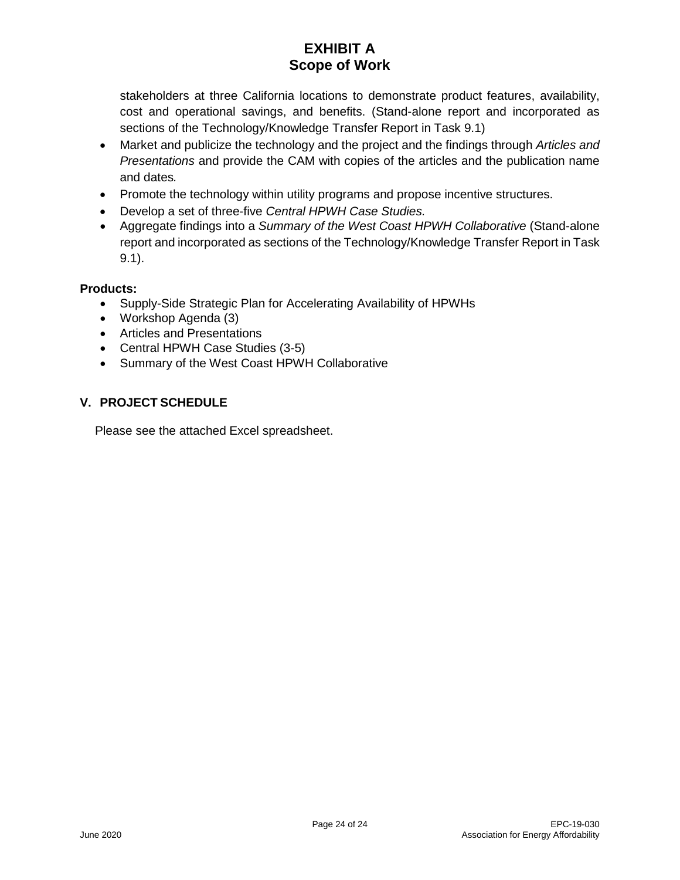stakeholders at three California locations to demonstrate product features, availability, cost and operational savings, and benefits. (Stand-alone report and incorporated as sections of the Technology/Knowledge Transfer Report in Task 9.1)

- Market and publicize the technology and the project and the findings through *Articles and Presentations* and provide the CAM with copies of the articles and the publication name and dates.
- Promote the technology within utility programs and propose incentive structures.
- Develop a set of three-five *Central HPWH Case Studies.*
- Aggregate findings into a *Summary of the West Coast HPWH Collaborative* (Stand-alone report and incorporated as sections of the Technology/Knowledge Transfer Report in Task 9.1).

**Products:**

- Supply-Side Strategic Plan for Accelerating Availability of HPWHs
- Workshop Agenda (3)
- Articles and Presentations
- Central HPWH Case Studies (3-5)
- Summary of the West Coast HPWH Collaborative

## V. PROJECT SCHEDULE

Please see the attached Excel spreadsheet.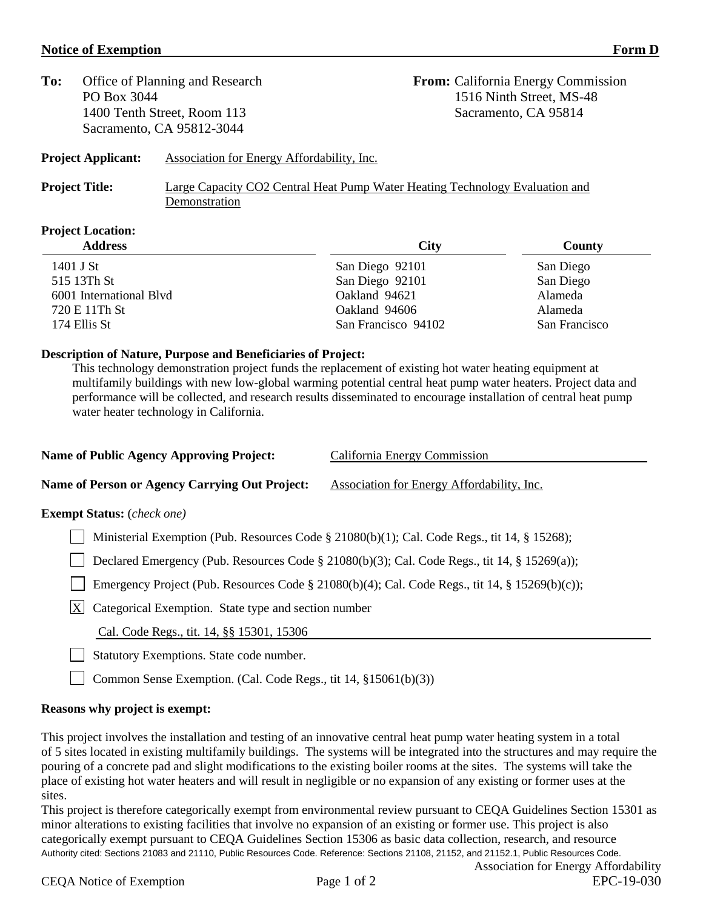**Notice of Exemption** **Form D**

**To:** Office of Planning and Research
PO Box 3044
1400 Tenth Street, Room 113
Sacramento, CA 95812-3044

**From:** California Energy Commission
1516 Ninth Street, MS-48
Sacramento, CA 95814

**Project Applicant:** Association for Energy Affordability, Inc.

**Project Title:** Large Capacity CO2 Central Heat Pump Water Heating Technology Evaluation and Demonstration

**Project Location:**

| Address | City | County |
|---|---|---|
| 1401 J St | San Diego 92101 | San Diego |
| 515 13Th St | San Diego 92101 | San Diego |
| 6001 International Blvd | Oakland 94621 | Alameda |
| 720 E 11Th St | Oakland 94606 | Alameda |
| 174 Ellis St | San Francisco 94102 | San Francisco |

**Description of Nature, Purpose and Beneficiaries of Project:**

This technology demonstration project funds the replacement of existing hot water heating equipment at multifamily buildings with new low-global warming potential central heat pump water heaters. Project data and performance will be collected, and research results disseminated to encourage installation of central heat pump water heater technology in California.

**Name of Public Agency Approving Project:** California Energy Commission

**Name of Person or Agency Carrying Out Project:** Association for Energy Affordability, Inc.

**Exempt Status:** *(check one)*

- [ ] Ministerial Exemption (Pub. Resources Code § 21080(b)(1); Cal. Code Regs., tit 14, § 15268);
- [ ] Declared Emergency (Pub. Resources Code § 21080(b)(3); Cal. Code Regs., tit 14, § 15269(a));
- [ ] Emergency Project (Pub. Resources Code § 21080(b)(4); Cal. Code Regs., tit 14, § 15269(b)(c));
- [X] Categorical Exemption. State type and section number
  Cal. Code Regs., tit. 14, §§ 15301, 15306
- [ ] Statutory Exemptions. State code number.
- [ ] Common Sense Exemption. (Cal. Code Regs., tit 14, §15061(b)(3))

**Reasons why project is exempt:**

This project involves the installation and testing of an innovative central heat pump water heating system in a total of 5 sites located in existing multifamily buildings. The systems will be integrated into the structures and may require the pouring of a concrete pad and slight modifications to the existing boiler rooms at the sites. The systems will take the place of existing hot water heaters and will result in negligible or no expansion of any existing or former uses at the sites.

This project is therefore categorically exempt from environmental review pursuant to CEQA Guidelines Section 15301 as minor alterations to existing facilities that involve no expansion of an existing or former use. This project is also categorically exempt pursuant to CEQA Guidelines Section 15306 as basic data collection, research, and resource

Authority cited: Sections 21083 and 21110, Public Resources Code. Reference: Sections 21108, 21152, and 21152.1, Public Resources Code.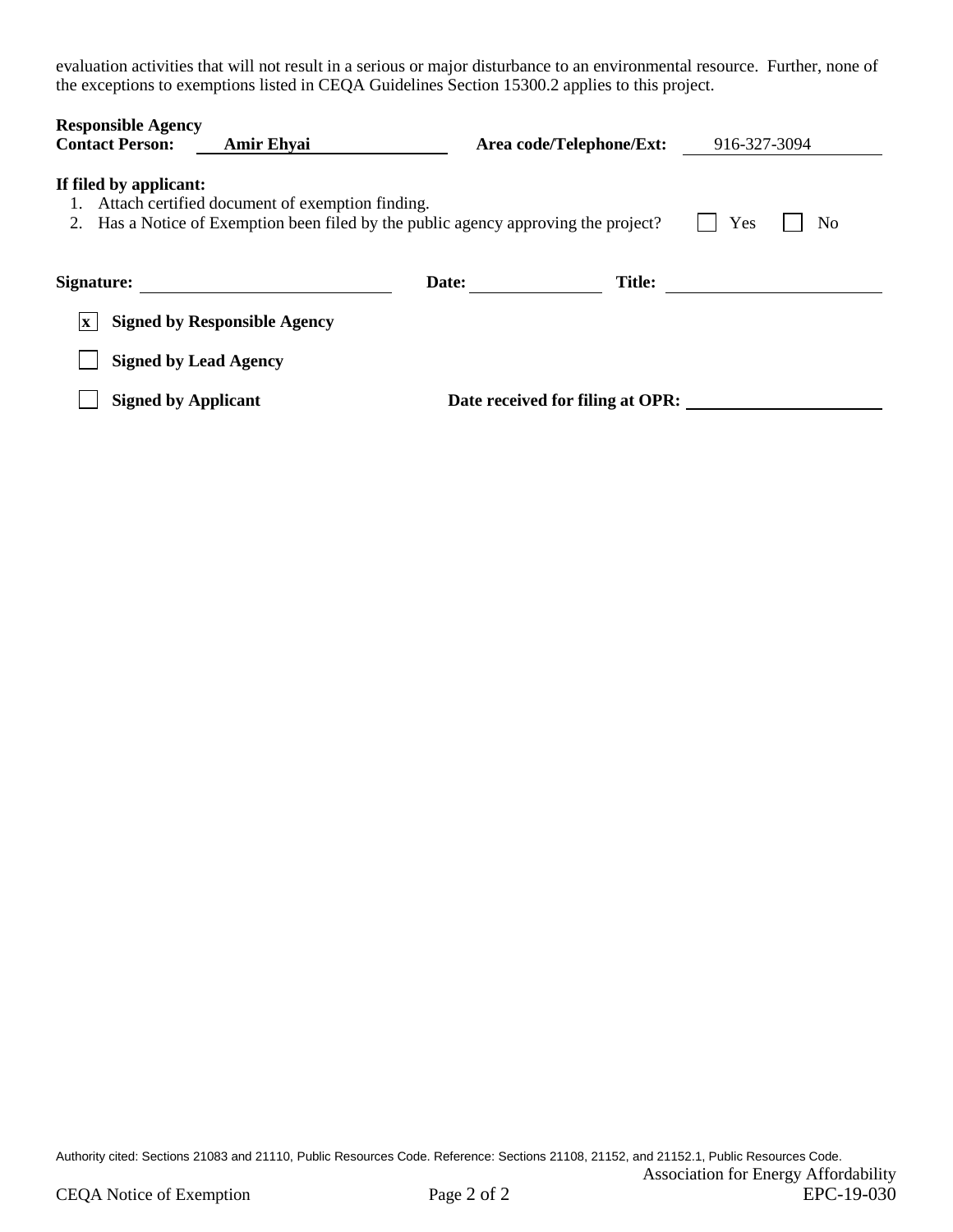evaluation activities that will not result in a serious or major disturbance to an environmental resource. Further, none of the exceptions to exemptions listed in CEQA Guidelines Section 15300.2 applies to this project.

**Responsible Agency Contact Person:** **Amir Ehyai** **Area code/Telephone/Ext:** 916-327-3094

**If filed by applicant:**

1. Attach certified document of exemption finding.
2. Has a Notice of Exemption been filed by the public agency approving the project? ☐ Yes ☐ No

**Signature:** ____________________ **Date:** ____________ **Title:** ____________________

☒ **Signed by Responsible Agency**

☐ **Signed by Lead Agency**

☐ **Signed by Applicant** **Date received for filing at OPR:** ____________________

Authority cited: Sections 21083 and 21110, Public Resources Code. Reference: Sections 21108, 21152, and 21152.1, Public Resources Code.

Association for Energy Affordability
EPC-19-030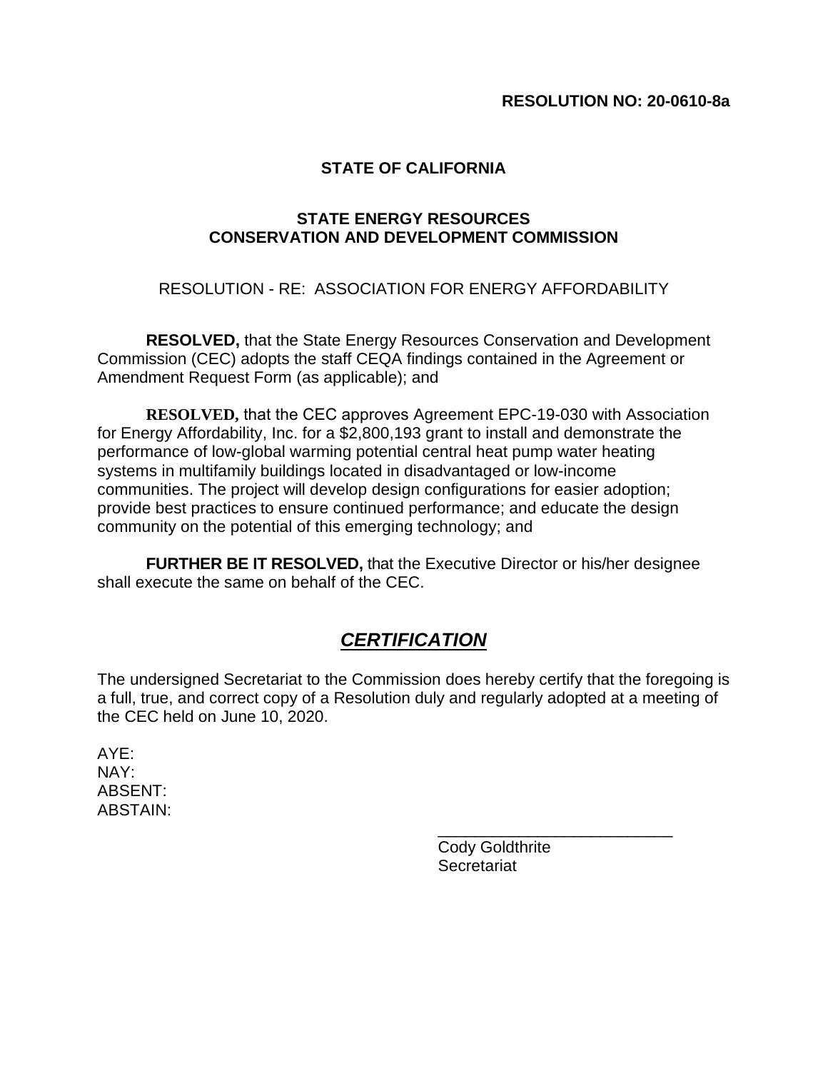**RESOLUTION NO: 20-0610-8a**

**STATE OF CALIFORNIA**

**STATE ENERGY RESOURCES**
**CONSERVATION AND DEVELOPMENT COMMISSION**

RESOLUTION - RE: ASSOCIATION FOR ENERGY AFFORDABILITY

**RESOLVED,** that the State Energy Resources Conservation and Development Commission (CEC) adopts the staff CEQA findings contained in the Agreement or Amendment Request Form (as applicable); and

**RESOLVED,** that the CEC approves Agreement EPC-19-030 with Association for Energy Affordability, Inc. for a $2,800,193 grant to install and demonstrate the performance of low-global warming potential central heat pump water heating systems in multifamily buildings located in disadvantaged or low-income communities. The project will develop design configurations for easier adoption; provide best practices to ensure continued performance; and educate the design community on the potential of this emerging technology; and

**FURTHER BE IT RESOLVED,** that the Executive Director or his/her designee shall execute the same on behalf of the CEC.

## ***CERTIFICATION***

The undersigned Secretariat to the Commission does hereby certify that the foregoing is a full, true, and correct copy of a Resolution duly and regularly adopted at a meeting of the CEC held on June 10, 2020.

AYE:
NAY:
ABSENT:
ABSTAIN:

\_\_\_\_\_\_\_\_\_\_\_\_\_\_\_\_\_\_\_\_\_\_\_\_\_\_
Cody Goldthrite
Secretariat